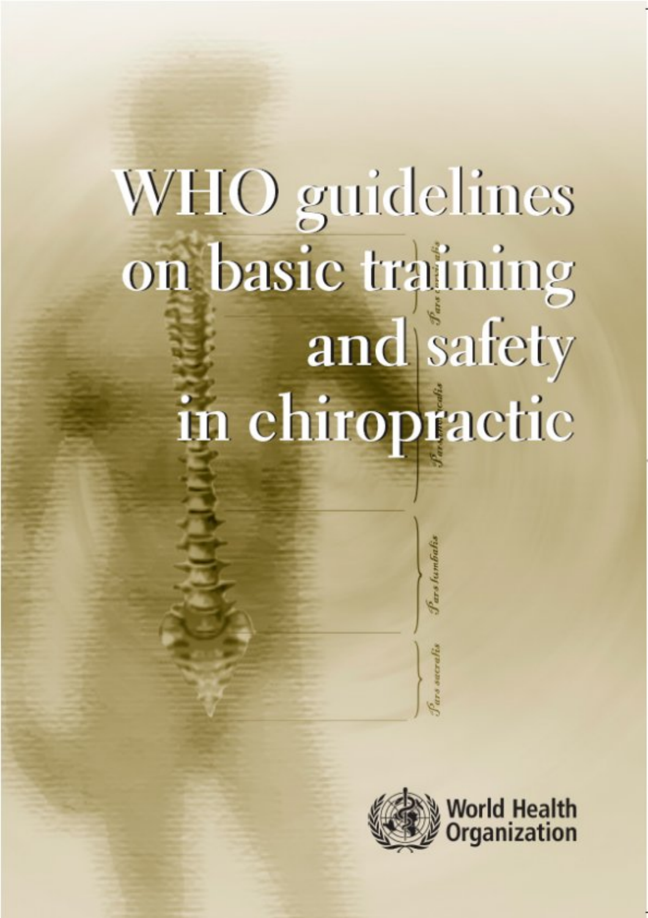# WHO guidelines on basic training and safety in chiropractic

World Health Organization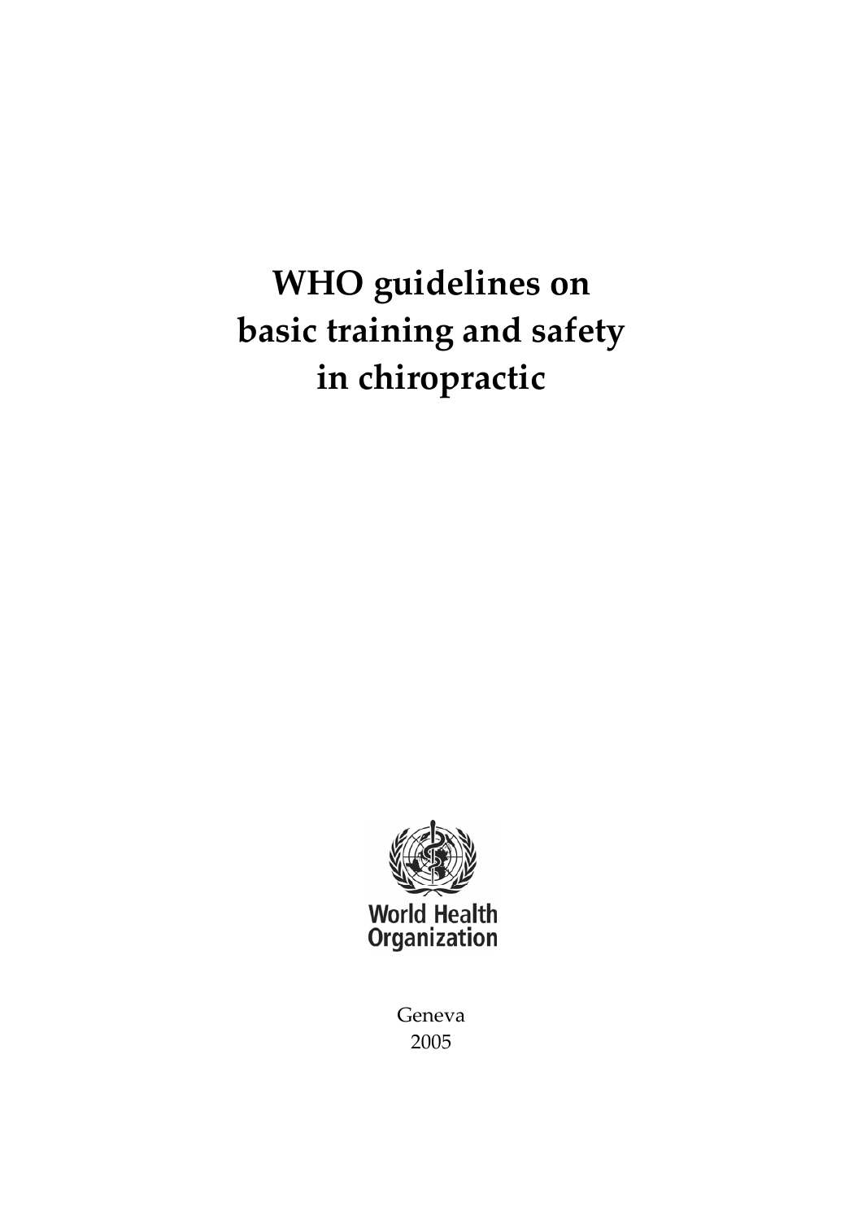# WHO guidelines on basic training and safety in chiropractic

World Health Organization

Geneva
2005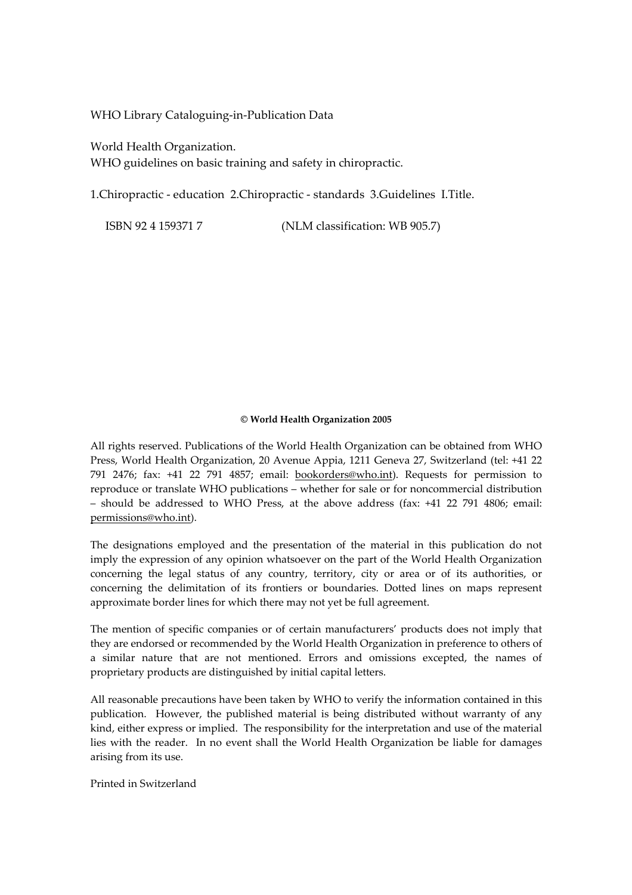WHO Library Cataloguing-in-Publication Data

World Health Organization.
WHO guidelines on basic training and safety in chiropractic.

1.Chiropractic - education 2.Chiropractic - standards 3.Guidelines I.Title.

ISBN 92 4 159371 7 (NLM classification: WB 905.7)

**© World Health Organization 2005**

All rights reserved. Publications of the World Health Organization can be obtained from WHO Press, World Health Organization, 20 Avenue Appia, 1211 Geneva 27, Switzerland (tel: +41 22 791 2476; fax: +41 22 791 4857; email: bookorders@who.int). Requests for permission to reproduce or translate WHO publications – whether for sale or for noncommercial distribution – should be addressed to WHO Press, at the above address (fax: +41 22 791 4806; email: permissions@who.int).

The designations employed and the presentation of the material in this publication do not imply the expression of any opinion whatsoever on the part of the World Health Organization concerning the legal status of any country, territory, city or area or of its authorities, or concerning the delimitation of its frontiers or boundaries. Dotted lines on maps represent approximate border lines for which there may not yet be full agreement.

The mention of specific companies or of certain manufacturers' products does not imply that they are endorsed or recommended by the World Health Organization in preference to others of a similar nature that are not mentioned. Errors and omissions excepted, the names of proprietary products are distinguished by initial capital letters.

All reasonable precautions have been taken by WHO to verify the information contained in this publication. However, the published material is being distributed without warranty of any kind, either express or implied. The responsibility for the interpretation and use of the material lies with the reader. In no event shall the World Health Organization be liable for damages arising from its use.

Printed in Switzerland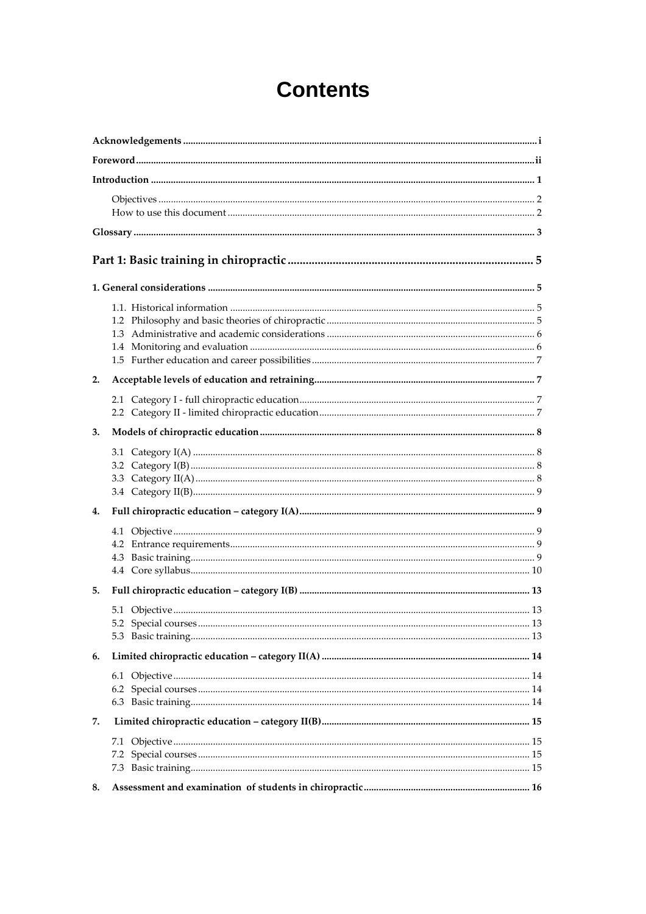# Contents

**Acknowledgements** ..... i

**Foreword** ..... ii

**Introduction** ..... 1

- Objectives ..... 2
- How to use this document ..... 2

**Glossary** ..... 3

## Part 1: Basic training in chiropractic ..... 5

**1. General considerations** ..... 5

- 1.1. Historical information ..... 5
- 1.2 Philosophy and basic theories of chiropractic ..... 5
- 1.3 Administrative and academic considerations ..... 6
- 1.4 Monitoring and evaluation ..... 6
- 1.5 Further education and career possibilities ..... 7

**2. Acceptable levels of education and retraining** ..... 7

- 2.1 Category I - full chiropractic education ..... 7
- 2.2 Category II - limited chiropractic education ..... 7

**3. Models of chiropractic education** ..... 8

- 3.1 Category I(A) ..... 8
- 3.2 Category I(B) ..... 8
- 3.3 Category II(A) ..... 8
- 3.4 Category II(B) ..... 9

**4. Full chiropractic education – category I(A)** ..... 9

- 4.1 Objective ..... 9
- 4.2 Entrance requirements ..... 9
- 4.3 Basic training ..... 9
- 4.4 Core syllabus ..... 10

**5. Full chiropractic education – category I(B)** ..... 13

- 5.1 Objective ..... 13
- 5.2 Special courses ..... 13
- 5.3 Basic training ..... 13

**6. Limited chiropractic education – category II(A)** ..... 14

- 6.1 Objective ..... 14
- 6.2 Special courses ..... 14
- 6.3 Basic training ..... 14

**7. Limited chiropractic education – category II(B)** ..... 15

- 7.1 Objective ..... 15
- 7.2 Special courses ..... 15
- 7.3 Basic training ..... 15

**8. Assessment and examination of students in chiropractic** ..... 16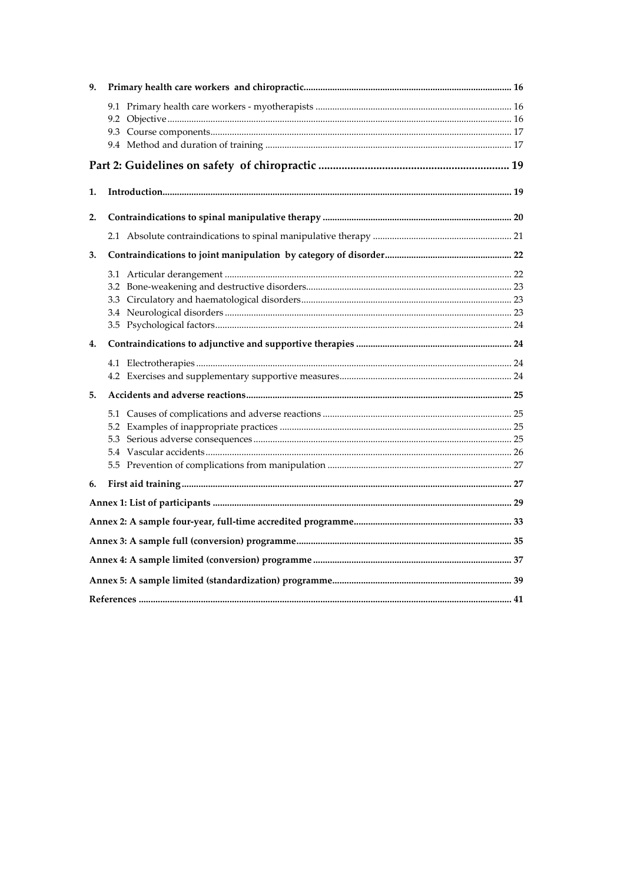| | | |
|---|---|---|
| **9.** | **Primary health care workers and chiropractic** | **16** |
| | 9.1 Primary health care workers - myotherapists | 16 |
| | 9.2 Objective | 16 |
| | 9.3 Course components | 17 |
| | 9.4 Method and duration of training | 17 |
| | **Part 2: Guidelines on safety of chiropractic** | **19** |
| **1.** | **Introduction** | **19** |
| **2.** | **Contraindications to spinal manipulative therapy** | **20** |
| | 2.1 Absolute contraindications to spinal manipulative therapy | 21 |
| **3.** | **Contraindications to joint manipulation by category of disorder** | **22** |
| | 3.1 Articular derangement | 22 |
| | 3.2 Bone-weakening and destructive disorders | 23 |
| | 3.3 Circulatory and haematological disorders | 23 |
| | 3.4 Neurological disorders | 23 |
| | 3.5 Psychological factors | 24 |
| **4.** | **Contraindications to adjunctive and supportive therapies** | **24** |
| | 4.1 Electrotherapies | 24 |
| | 4.2 Exercises and supplementary supportive measures | 24 |
| **5.** | **Accidents and adverse reactions** | **25** |
| | 5.1 Causes of complications and adverse reactions | 25 |
| | 5.2 Examples of inappropriate practices | 25 |
| | 5.3 Serious adverse consequences | 25 |
| | 5.4 Vascular accidents | 26 |
| | 5.5 Prevention of complications from manipulation | 27 |
| **6.** | **First aid training** | **27** |
| | **Annex 1: List of participants** | **29** |
| | **Annex 2: A sample four-year, full-time accredited programme** | **33** |
| | **Annex 3: A sample full (conversion) programme** | **35** |
| | **Annex 4: A sample limited (conversion) programme** | **37** |
| | **Annex 5: A sample limited (standardization) programme** | **39** |
| | **References** | **41** |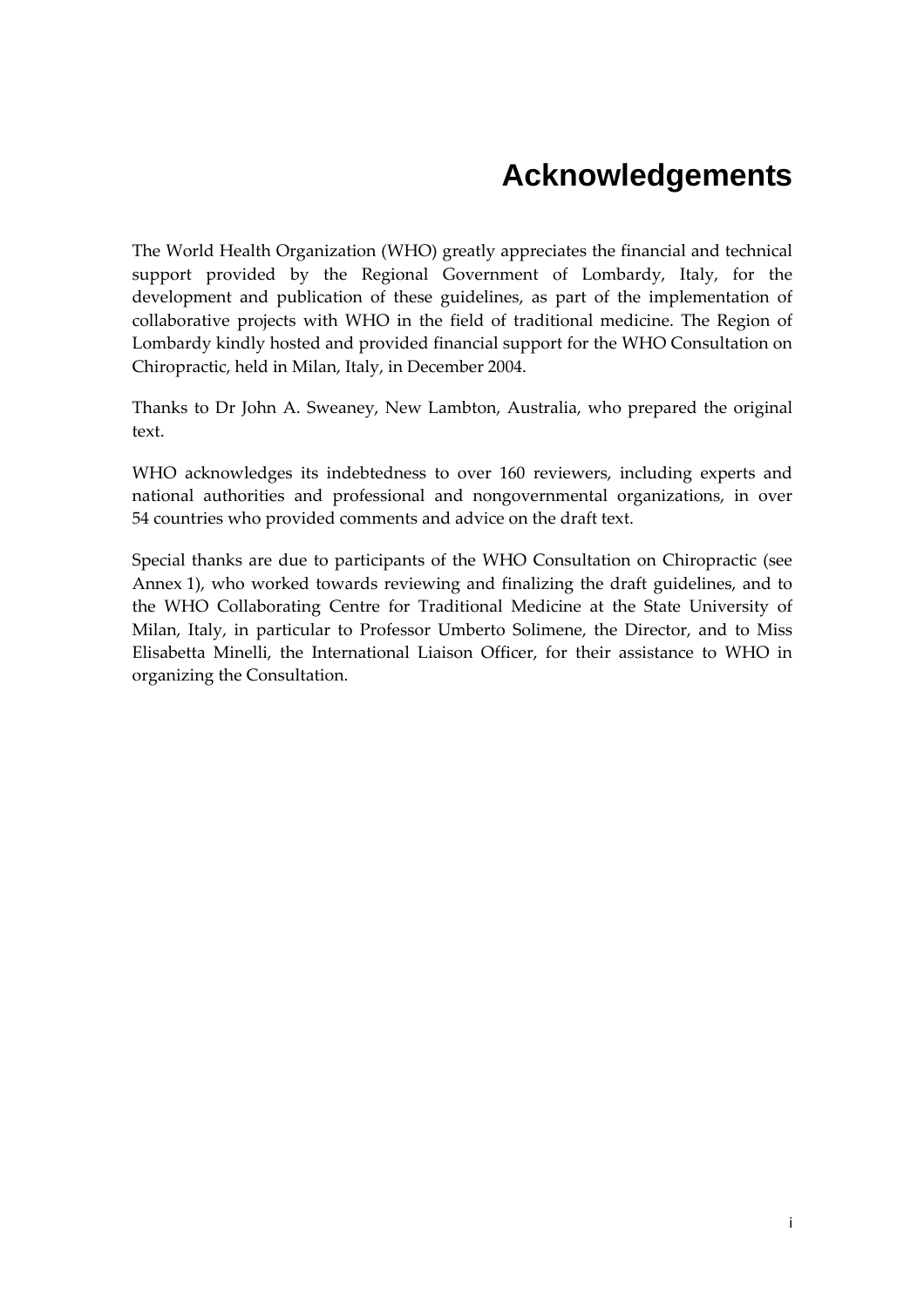# Acknowledgements

The World Health Organization (WHO) greatly appreciates the financial and technical support provided by the Regional Government of Lombardy, Italy, for the development and publication of these guidelines, as part of the implementation of collaborative projects with WHO in the field of traditional medicine. The Region of Lombardy kindly hosted and provided financial support for the WHO Consultation on Chiropractic, held in Milan, Italy, in December 2004.

Thanks to Dr John A. Sweaney, New Lambton, Australia, who prepared the original text.

WHO acknowledges its indebtedness to over 160 reviewers, including experts and national authorities and professional and nongovernmental organizations, in over 54 countries who provided comments and advice on the draft text.

Special thanks are due to participants of the WHO Consultation on Chiropractic (see Annex 1), who worked towards reviewing and finalizing the draft guidelines, and to the WHO Collaborating Centre for Traditional Medicine at the State University of Milan, Italy, in particular to Professor Umberto Solimene, the Director, and to Miss Elisabetta Minelli, the International Liaison Officer, for their assistance to WHO in organizing the Consultation.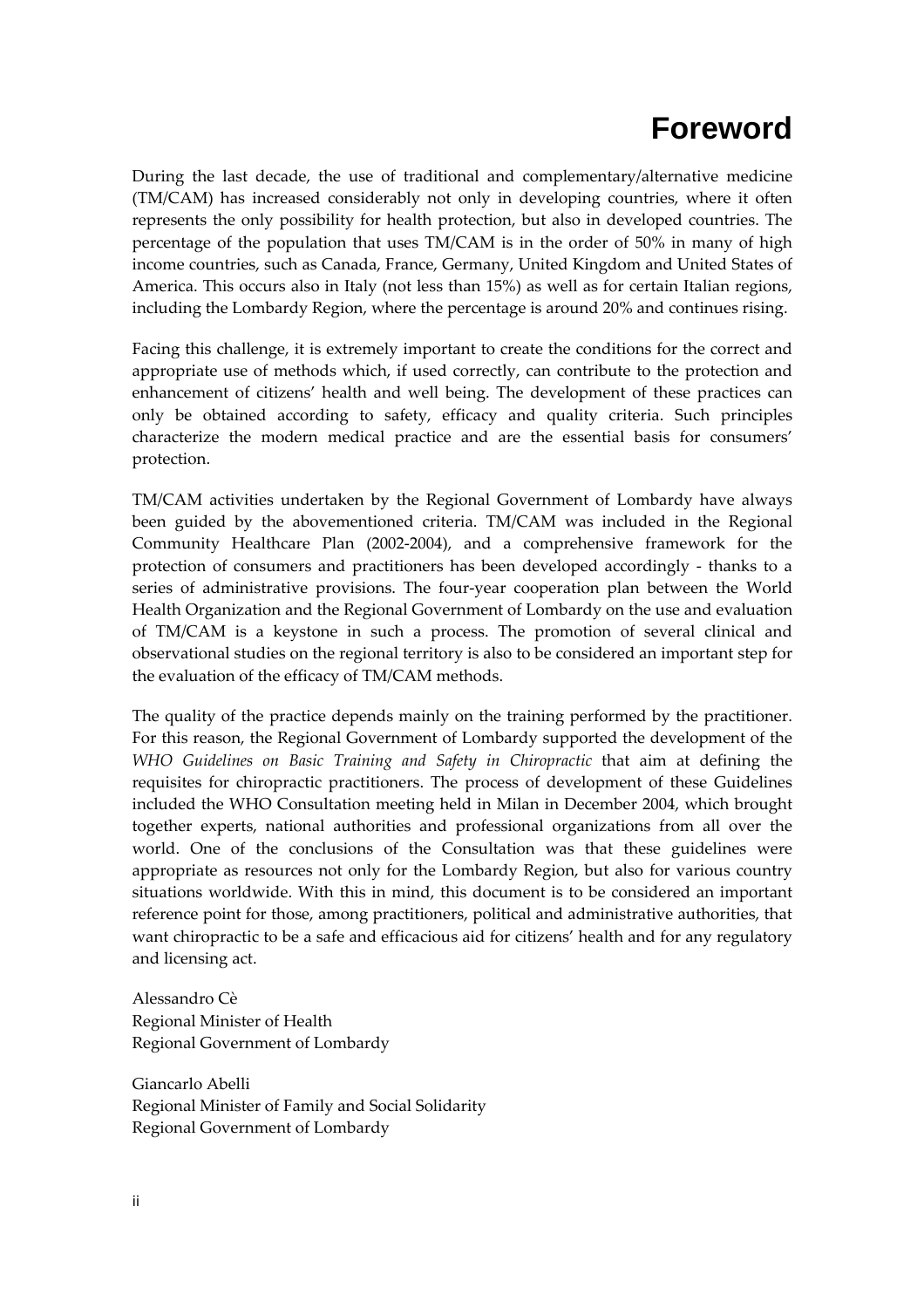# Foreword

During the last decade, the use of traditional and complementary/alternative medicine (TM/CAM) has increased considerably not only in developing countries, where it often represents the only possibility for health protection, but also in developed countries. The percentage of the population that uses TM/CAM is in the order of 50% in many of high income countries, such as Canada, France, Germany, United Kingdom and United States of America. This occurs also in Italy (not less than 15%) as well as for certain Italian regions, including the Lombardy Region, where the percentage is around 20% and continues rising.

Facing this challenge, it is extremely important to create the conditions for the correct and appropriate use of methods which, if used correctly, can contribute to the protection and enhancement of citizens' health and well being. The development of these practices can only be obtained according to safety, efficacy and quality criteria. Such principles characterize the modern medical practice and are the essential basis for consumers' protection.

TM/CAM activities undertaken by the Regional Government of Lombardy have always been guided by the abovementioned criteria. TM/CAM was included in the Regional Community Healthcare Plan (2002-2004), and a comprehensive framework for the protection of consumers and practitioners has been developed accordingly - thanks to a series of administrative provisions. The four-year cooperation plan between the World Health Organization and the Regional Government of Lombardy on the use and evaluation of TM/CAM is a keystone in such a process. The promotion of several clinical and observational studies on the regional territory is also to be considered an important step for the evaluation of the efficacy of TM/CAM methods.

The quality of the practice depends mainly on the training performed by the practitioner. For this reason, the Regional Government of Lombardy supported the development of the *WHO Guidelines on Basic Training and Safety in Chiropractic* that aim at defining the requisites for chiropractic practitioners. The process of development of these Guidelines included the WHO Consultation meeting held in Milan in December 2004, which brought together experts, national authorities and professional organizations from all over the world. One of the conclusions of the Consultation was that these guidelines were appropriate as resources not only for the Lombardy Region, but also for various country situations worldwide. With this in mind, this document is to be considered an important reference point for those, among practitioners, political and administrative authorities, that want chiropractic to be a safe and efficacious aid for citizens' health and for any regulatory and licensing act.

Alessandro Cè
Regional Minister of Health
Regional Government of Lombardy

Giancarlo Abelli
Regional Minister of Family and Social Solidarity
Regional Government of Lombardy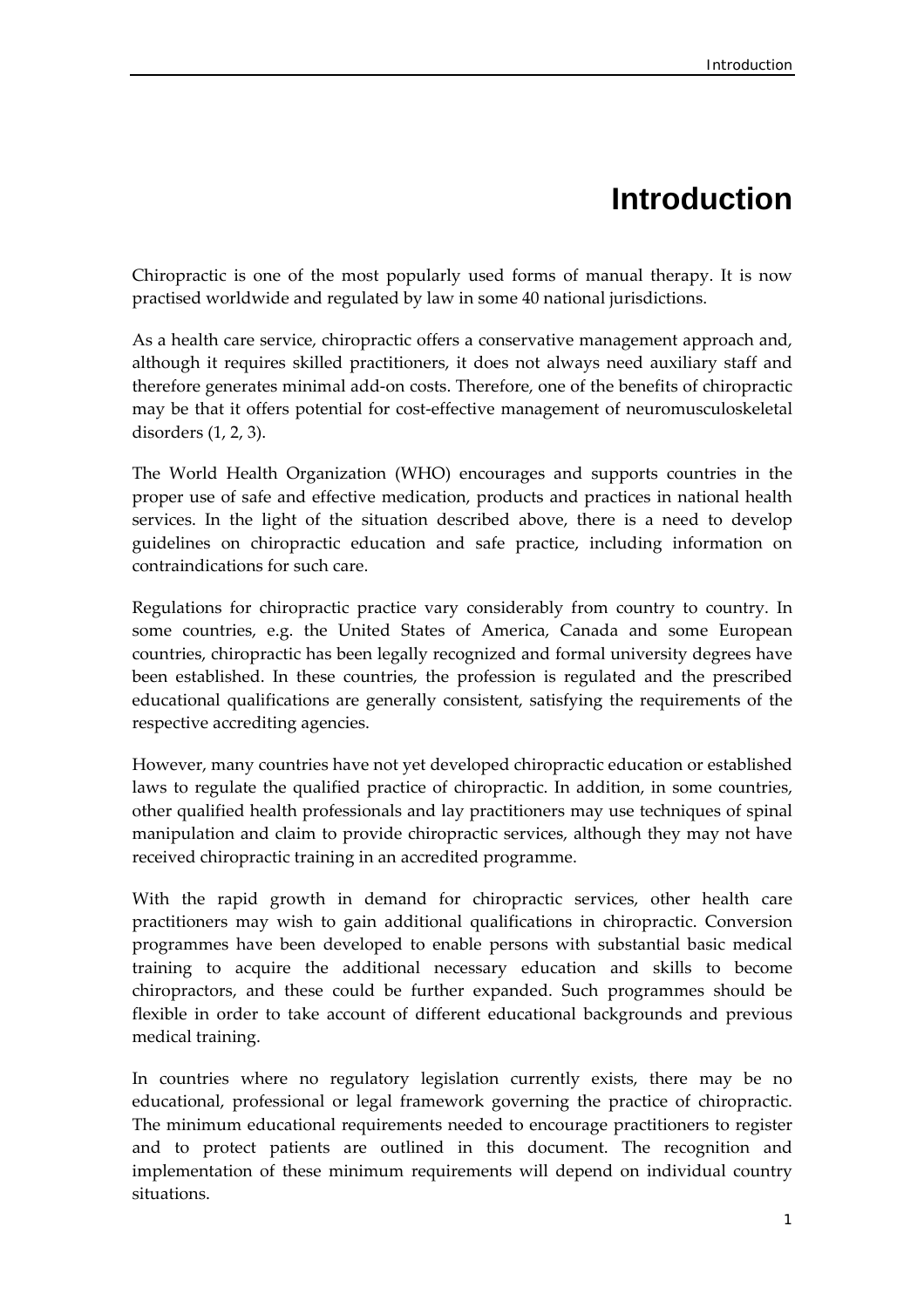# Introduction

Chiropractic is one of the most popularly used forms of manual therapy. It is now practised worldwide and regulated by law in some 40 national jurisdictions.

As a health care service, chiropractic offers a conservative management approach and, although it requires skilled practitioners, it does not always need auxiliary staff and therefore generates minimal add-on costs. Therefore, one of the benefits of chiropractic may be that it offers potential for cost-effective management of neuromusculoskeletal disorders (1, 2, 3).

The World Health Organization (WHO) encourages and supports countries in the proper use of safe and effective medication, products and practices in national health services. In the light of the situation described above, there is a need to develop guidelines on chiropractic education and safe practice, including information on contraindications for such care.

Regulations for chiropractic practice vary considerably from country to country. In some countries, e.g. the United States of America, Canada and some European countries, chiropractic has been legally recognized and formal university degrees have been established. In these countries, the profession is regulated and the prescribed educational qualifications are generally consistent, satisfying the requirements of the respective accrediting agencies.

However, many countries have not yet developed chiropractic education or established laws to regulate the qualified practice of chiropractic. In addition, in some countries, other qualified health professionals and lay practitioners may use techniques of spinal manipulation and claim to provide chiropractic services, although they may not have received chiropractic training in an accredited programme.

With the rapid growth in demand for chiropractic services, other health care practitioners may wish to gain additional qualifications in chiropractic. Conversion programmes have been developed to enable persons with substantial basic medical training to acquire the additional necessary education and skills to become chiropractors, and these could be further expanded. Such programmes should be flexible in order to take account of different educational backgrounds and previous medical training.

In countries where no regulatory legislation currently exists, there may be no educational, professional or legal framework governing the practice of chiropractic. The minimum educational requirements needed to encourage practitioners to register and to protect patients are outlined in this document. The recognition and implementation of these minimum requirements will depend on individual country situations.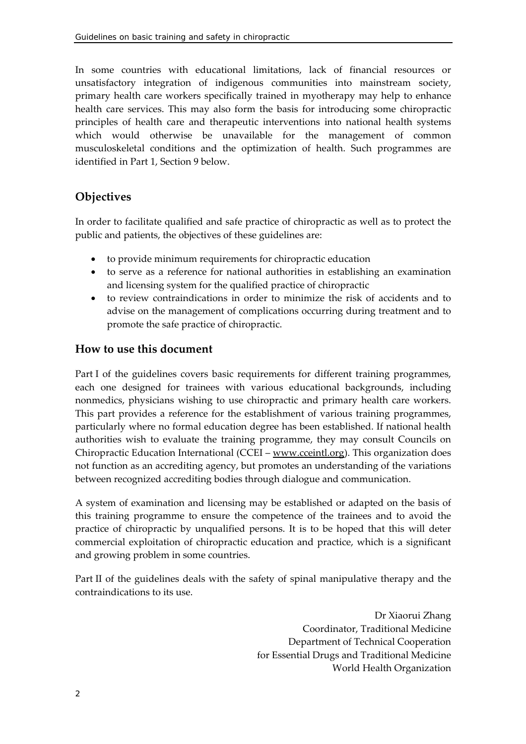In some countries with educational limitations, lack of financial resources or unsatisfactory integration of indigenous communities into mainstream society, primary health care workers specifically trained in myotherapy may help to enhance health care services. This may also form the basis for introducing some chiropractic principles of health care and therapeutic interventions into national health systems which would otherwise be unavailable for the management of common musculoskeletal conditions and the optimization of health. Such programmes are identified in Part 1, Section 9 below.

## Objectives

In order to facilitate qualified and safe practice of chiropractic as well as to protect the public and patients, the objectives of these guidelines are:

- to provide minimum requirements for chiropractic education
- to serve as a reference for national authorities in establishing an examination and licensing system for the qualified practice of chiropractic
- to review contraindications in order to minimize the risk of accidents and to advise on the management of complications occurring during treatment and to promote the safe practice of chiropractic.

## How to use this document

Part I of the guidelines covers basic requirements for different training programmes, each one designed for trainees with various educational backgrounds, including nonmedics, physicians wishing to use chiropractic and primary health care workers. This part provides a reference for the establishment of various training programmes, particularly where no formal education degree has been established. If national health authorities wish to evaluate the training programme, they may consult Councils on Chiropractic Education International (CCEI – www.cceintl.org). This organization does not function as an accrediting agency, but promotes an understanding of the variations between recognized accrediting bodies through dialogue and communication.

A system of examination and licensing may be established or adapted on the basis of this training programme to ensure the competence of the trainees and to avoid the practice of chiropractic by unqualified persons. It is to be hoped that this will deter commercial exploitation of chiropractic education and practice, which is a significant and growing problem in some countries.

Part II of the guidelines deals with the safety of spinal manipulative therapy and the contraindications to its use.

Dr Xiaorui Zhang
Coordinator, Traditional Medicine
Department of Technical Cooperation
for Essential Drugs and Traditional Medicine
World Health Organization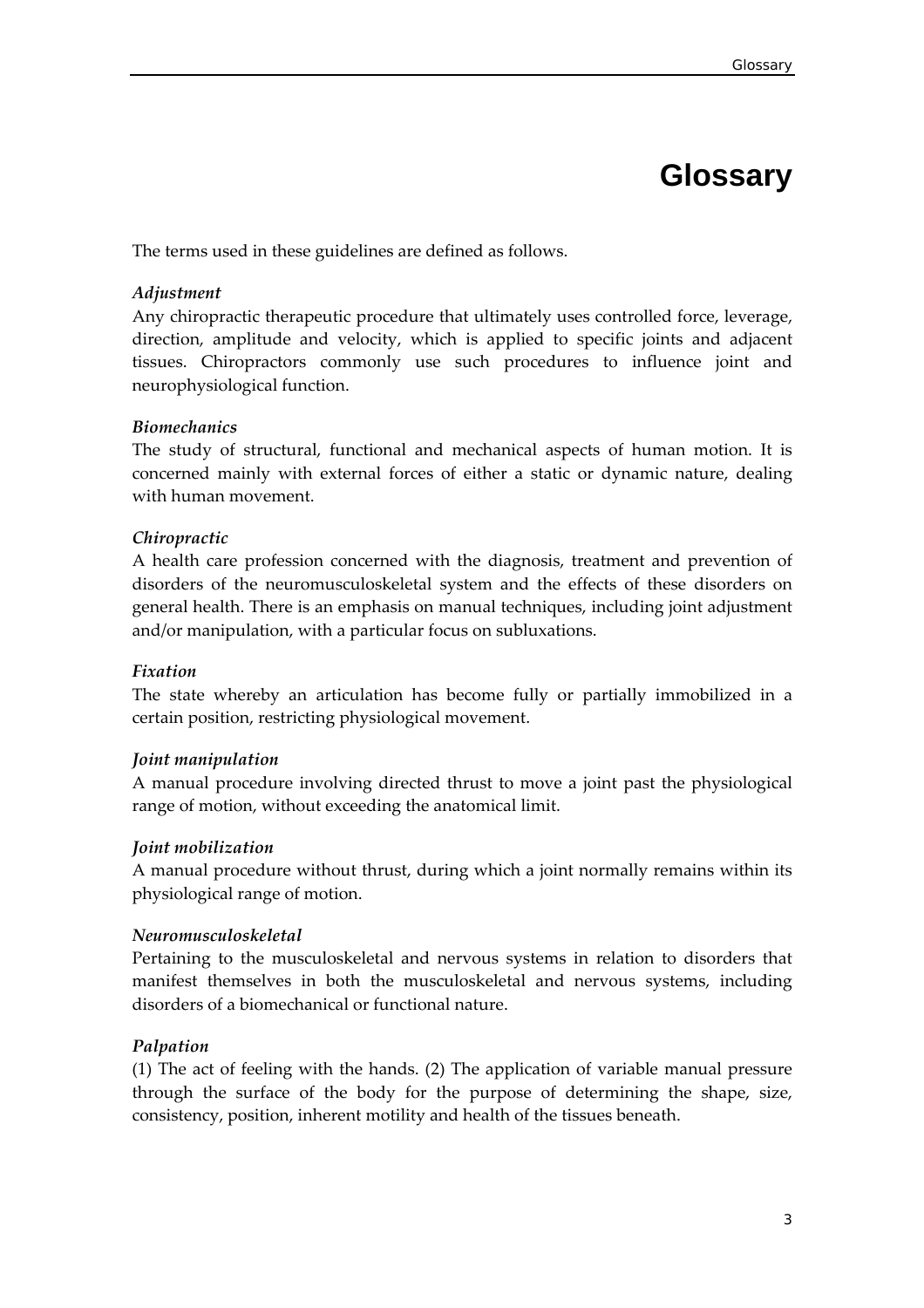# Glossary

The terms used in these guidelines are defined as follows.

***Adjustment***

Any chiropractic therapeutic procedure that ultimately uses controlled force, leverage, direction, amplitude and velocity, which is applied to specific joints and adjacent tissues. Chiropractors commonly use such procedures to influence joint and neurophysiological function.

***Biomechanics***

The study of structural, functional and mechanical aspects of human motion. It is concerned mainly with external forces of either a static or dynamic nature, dealing with human movement.

***Chiropractic***

A health care profession concerned with the diagnosis, treatment and prevention of disorders of the neuromusculoskeletal system and the effects of these disorders on general health. There is an emphasis on manual techniques, including joint adjustment and/or manipulation, with a particular focus on subluxations.

***Fixation***

The state whereby an articulation has become fully or partially immobilized in a certain position, restricting physiological movement.

***Joint manipulation***

A manual procedure involving directed thrust to move a joint past the physiological range of motion, without exceeding the anatomical limit.

***Joint mobilization***

A manual procedure without thrust, during which a joint normally remains within its physiological range of motion.

***Neuromusculoskeletal***

Pertaining to the musculoskeletal and nervous systems in relation to disorders that manifest themselves in both the musculoskeletal and nervous systems, including disorders of a biomechanical or functional nature.

***Palpation***

(1) The act of feeling with the hands. (2) The application of variable manual pressure through the surface of the body for the purpose of determining the shape, size, consistency, position, inherent motility and health of the tissues beneath.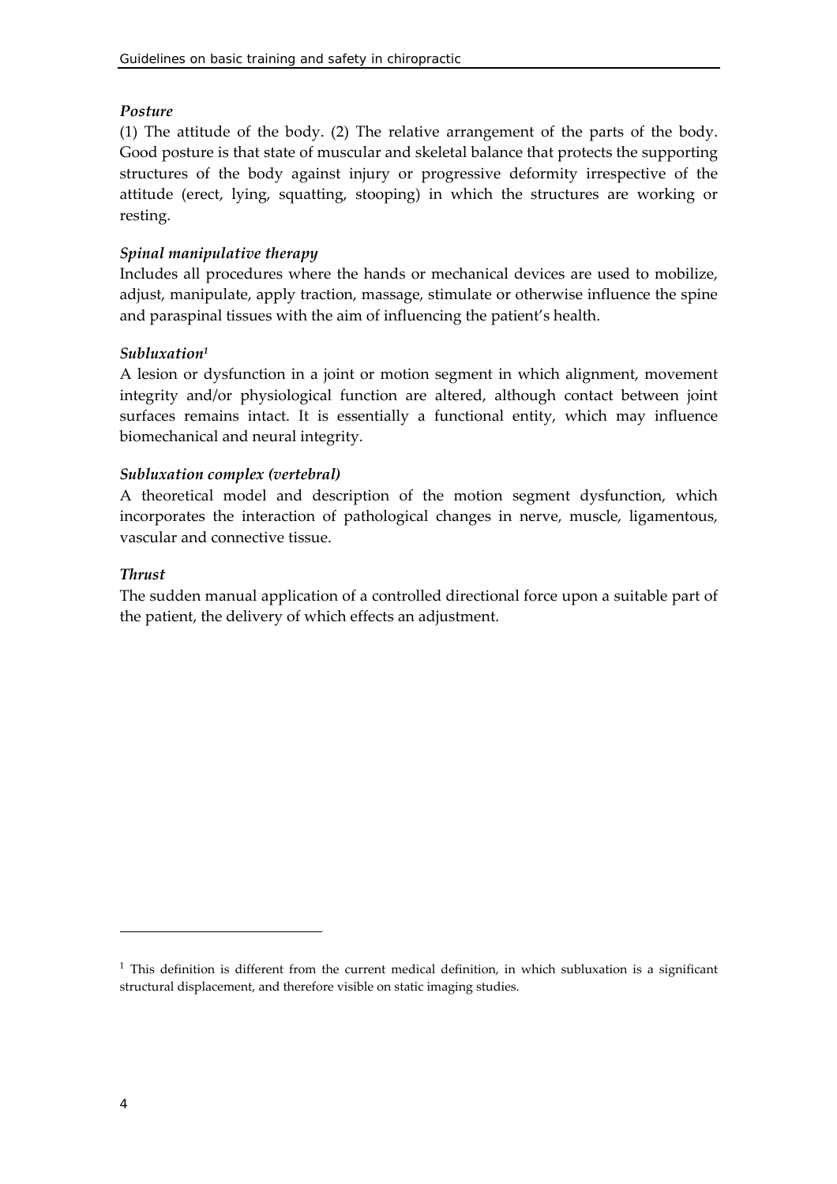*Posture*

(1) The attitude of the body. (2) The relative arrangement of the parts of the body. Good posture is that state of muscular and skeletal balance that protects the supporting structures of the body against injury or progressive deformity irrespective of the attitude (erect, lying, squatting, stooping) in which the structures are working or resting.

*Spinal manipulative therapy*

Includes all procedures where the hands or mechanical devices are used to mobilize, adjust, manipulate, apply traction, massage, stimulate or otherwise influence the spine and paraspinal tissues with the aim of influencing the patient's health.

*Subluxation*[1]

A lesion or dysfunction in a joint or motion segment in which alignment, movement integrity and/or physiological function are altered, although contact between joint surfaces remains intact. It is essentially a functional entity, which may influence biomechanical and neural integrity.

*Subluxation complex (vertebral)*

A theoretical model and description of the motion segment dysfunction, which incorporates the interaction of pathological changes in nerve, muscle, ligamentous, vascular and connective tissue.

*Thrust*

The sudden manual application of a controlled directional force upon a suitable part of the patient, the delivery of which effects an adjustment.

---

[1] This definition is different from the current medical definition, in which subluxation is a significant structural displacement, and therefore visible on static imaging studies.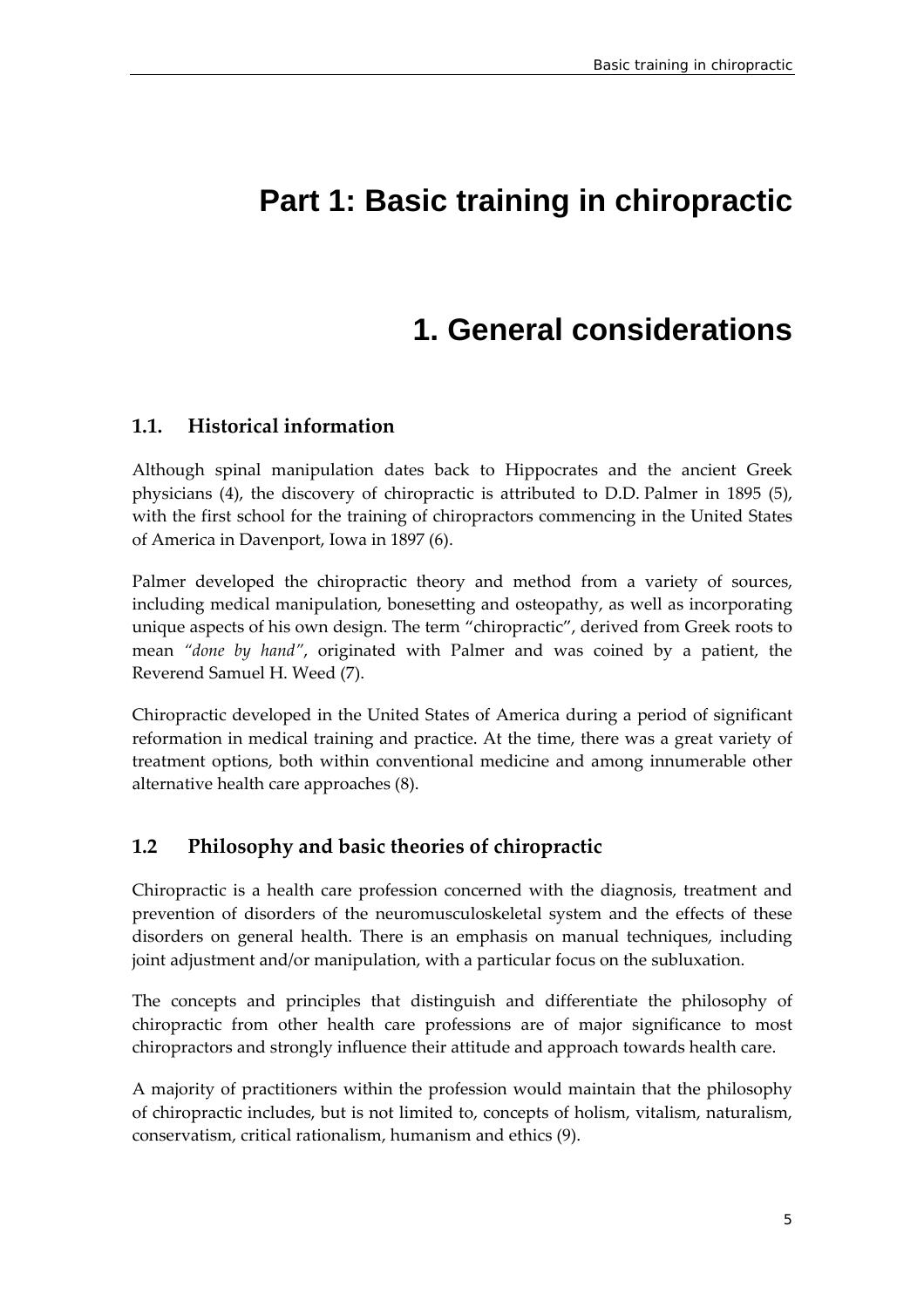# Part 1: Basic training in chiropractic

## 1. General considerations

### 1.1. Historical information

Although spinal manipulation dates back to Hippocrates and the ancient Greek physicians (4), the discovery of chiropractic is attributed to D.D. Palmer in 1895 (5), with the first school for the training of chiropractors commencing in the United States of America in Davenport, Iowa in 1897 (6).

Palmer developed the chiropractic theory and method from a variety of sources, including medical manipulation, bonesetting and osteopathy, as well as incorporating unique aspects of his own design. The term "chiropractic", derived from Greek roots to mean *"done by hand"*, originated with Palmer and was coined by a patient, the Reverend Samuel H. Weed (7).

Chiropractic developed in the United States of America during a period of significant reformation in medical training and practice. At the time, there was a great variety of treatment options, both within conventional medicine and among innumerable other alternative health care approaches (8).

### 1.2 Philosophy and basic theories of chiropractic

Chiropractic is a health care profession concerned with the diagnosis, treatment and prevention of disorders of the neuromusculoskeletal system and the effects of these disorders on general health. There is an emphasis on manual techniques, including joint adjustment and/or manipulation, with a particular focus on the subluxation.

The concepts and principles that distinguish and differentiate the philosophy of chiropractic from other health care professions are of major significance to most chiropractors and strongly influence their attitude and approach towards health care.

A majority of practitioners within the profession would maintain that the philosophy of chiropractic includes, but is not limited to, concepts of holism, vitalism, naturalism, conservatism, critical rationalism, humanism and ethics (9).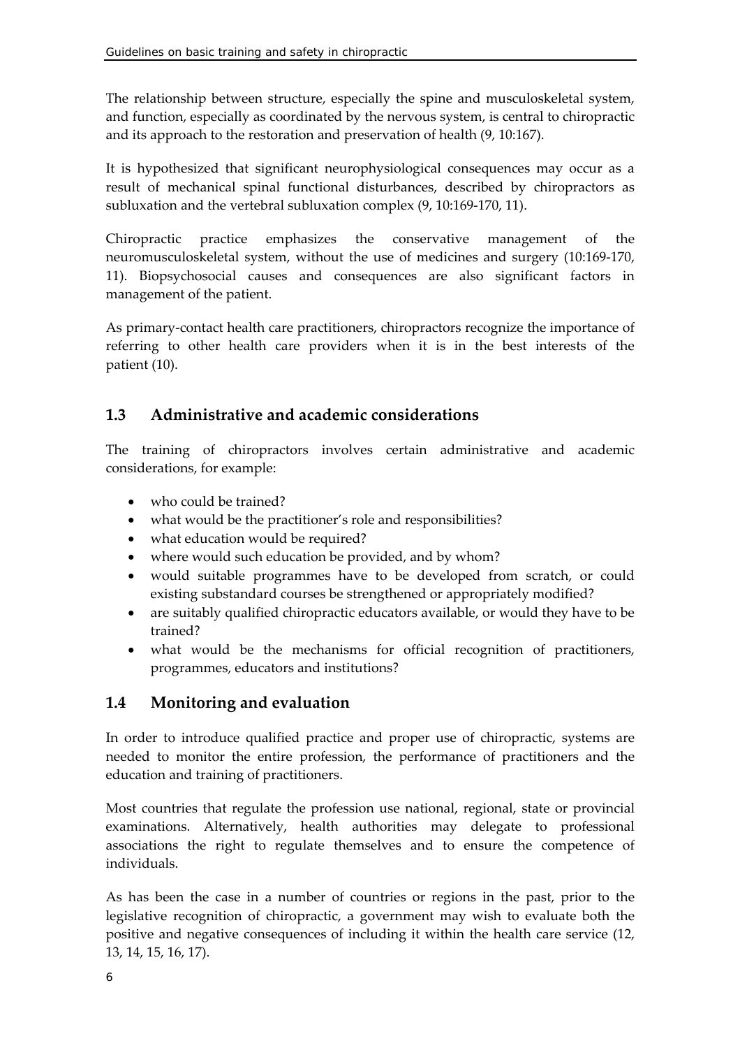The relationship between structure, especially the spine and musculoskeletal system, and function, especially as coordinated by the nervous system, is central to chiropractic and its approach to the restoration and preservation of health (9, 10:167).

It is hypothesized that significant neurophysiological consequences may occur as a result of mechanical spinal functional disturbances, described by chiropractors as subluxation and the vertebral subluxation complex (9, 10:169-170, 11).

Chiropractic practice emphasizes the conservative management of the neuromusculoskeletal system, without the use of medicines and surgery (10:169-170, 11). Biopsychosocial causes and consequences are also significant factors in management of the patient.

As primary-contact health care practitioners, chiropractors recognize the importance of referring to other health care providers when it is in the best interests of the patient (10).

## 1.3 Administrative and academic considerations

The training of chiropractors involves certain administrative and academic considerations, for example:

- who could be trained?
- what would be the practitioner's role and responsibilities?
- what education would be required?
- where would such education be provided, and by whom?
- would suitable programmes have to be developed from scratch, or could existing substandard courses be strengthened or appropriately modified?
- are suitably qualified chiropractic educators available, or would they have to be trained?
- what would be the mechanisms for official recognition of practitioners, programmes, educators and institutions?

## 1.4 Monitoring and evaluation

In order to introduce qualified practice and proper use of chiropractic, systems are needed to monitor the entire profession, the performance of practitioners and the education and training of practitioners.

Most countries that regulate the profession use national, regional, state or provincial examinations. Alternatively, health authorities may delegate to professional associations the right to regulate themselves and to ensure the competence of individuals.

As has been the case in a number of countries or regions in the past, prior to the legislative recognition of chiropractic, a government may wish to evaluate both the positive and negative consequences of including it within the health care service (12, 13, 14, 15, 16, 17).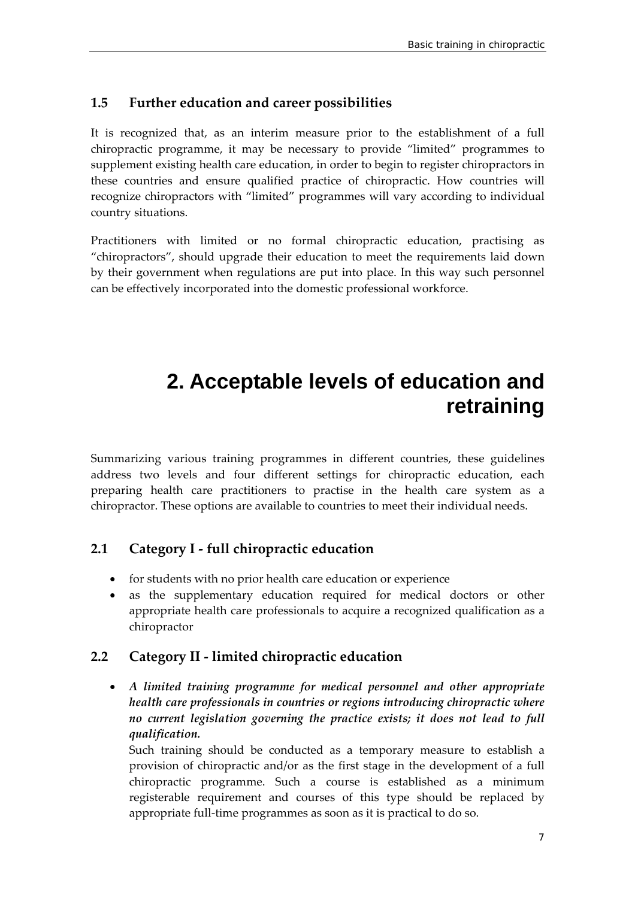### 1.5 Further education and career possibilities

It is recognized that, as an interim measure prior to the establishment of a full chiropractic programme, it may be necessary to provide "limited" programmes to supplement existing health care education, in order to begin to register chiropractors in these countries and ensure qualified practice of chiropractic. How countries will recognize chiropractors with "limited" programmes will vary according to individual country situations.

Practitioners with limited or no formal chiropractic education, practising as "chiropractors", should upgrade their education to meet the requirements laid down by their government when regulations are put into place. In this way such personnel can be effectively incorporated into the domestic professional workforce.

# 2. Acceptable levels of education and retraining

Summarizing various training programmes in different countries, these guidelines address two levels and four different settings for chiropractic education, each preparing health care practitioners to practise in the health care system as a chiropractor. These options are available to countries to meet their individual needs.

### 2.1 Category I - full chiropractic education

- for students with no prior health care education or experience
- as the supplementary education required for medical doctors or other appropriate health care professionals to acquire a recognized qualification as a chiropractor

### 2.2 Category II - limited chiropractic education

- ***A limited training programme for medical personnel and other appropriate health care professionals in countries or regions introducing chiropractic where no current legislation governing the practice exists; it does not lead to full qualification.***

  Such training should be conducted as a temporary measure to establish a provision of chiropractic and/or as the first stage in the development of a full chiropractic programme. Such a course is established as a minimum registerable requirement and courses of this type should be replaced by appropriate full-time programmes as soon as it is practical to do so.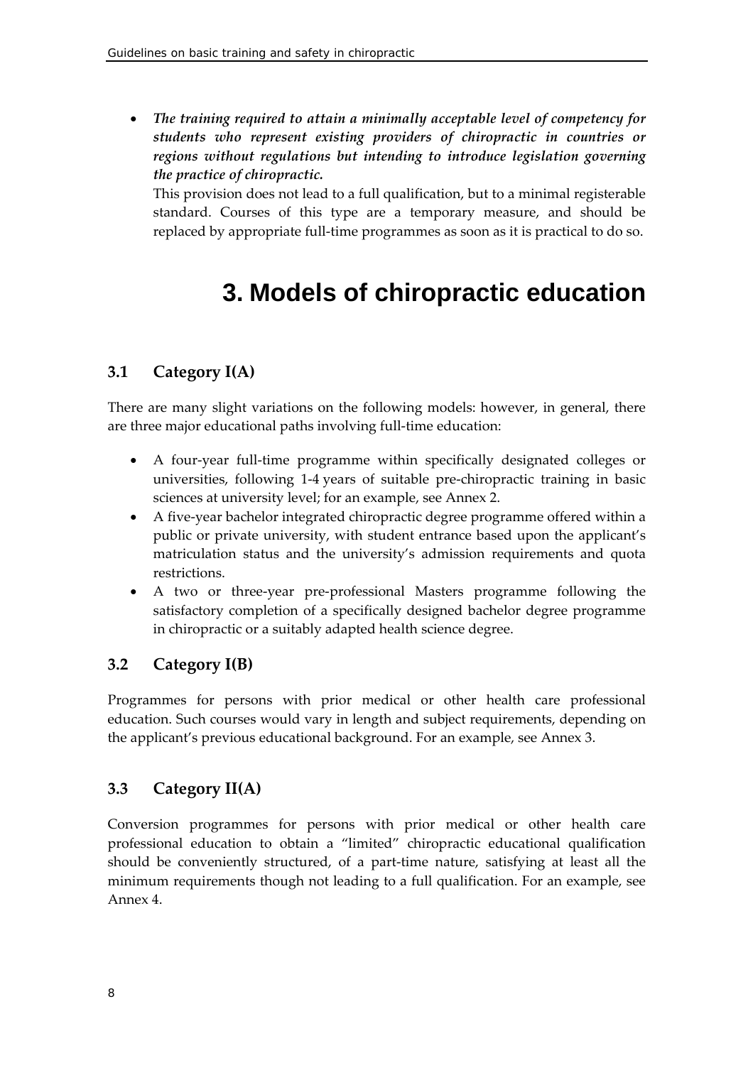- ***The training required to attain a minimally acceptable level of competency for students who represent existing providers of chiropractic in countries or regions without regulations but intending to introduce legislation governing the practice of chiropractic.***

  This provision does not lead to a full qualification, but to a minimal registerable standard. Courses of this type are a temporary measure, and should be replaced by appropriate full-time programmes as soon as it is practical to do so.

# 3. Models of chiropractic education

## 3.1 Category I(A)

There are many slight variations on the following models: however, in general, there are three major educational paths involving full-time education:

- A four-year full-time programme within specifically designated colleges or universities, following 1-4 years of suitable pre-chiropractic training in basic sciences at university level; for an example, see Annex 2.
- A five-year bachelor integrated chiropractic degree programme offered within a public or private university, with student entrance based upon the applicant's matriculation status and the university's admission requirements and quota restrictions.
- A two or three-year pre-professional Masters programme following the satisfactory completion of a specifically designed bachelor degree programme in chiropractic or a suitably adapted health science degree.

## 3.2 Category I(B)

Programmes for persons with prior medical or other health care professional education. Such courses would vary in length and subject requirements, depending on the applicant's previous educational background. For an example, see Annex 3.

## 3.3 Category II(A)

Conversion programmes for persons with prior medical or other health care professional education to obtain a "limited" chiropractic educational qualification should be conveniently structured, of a part-time nature, satisfying at least all the minimum requirements though not leading to a full qualification. For an example, see Annex 4.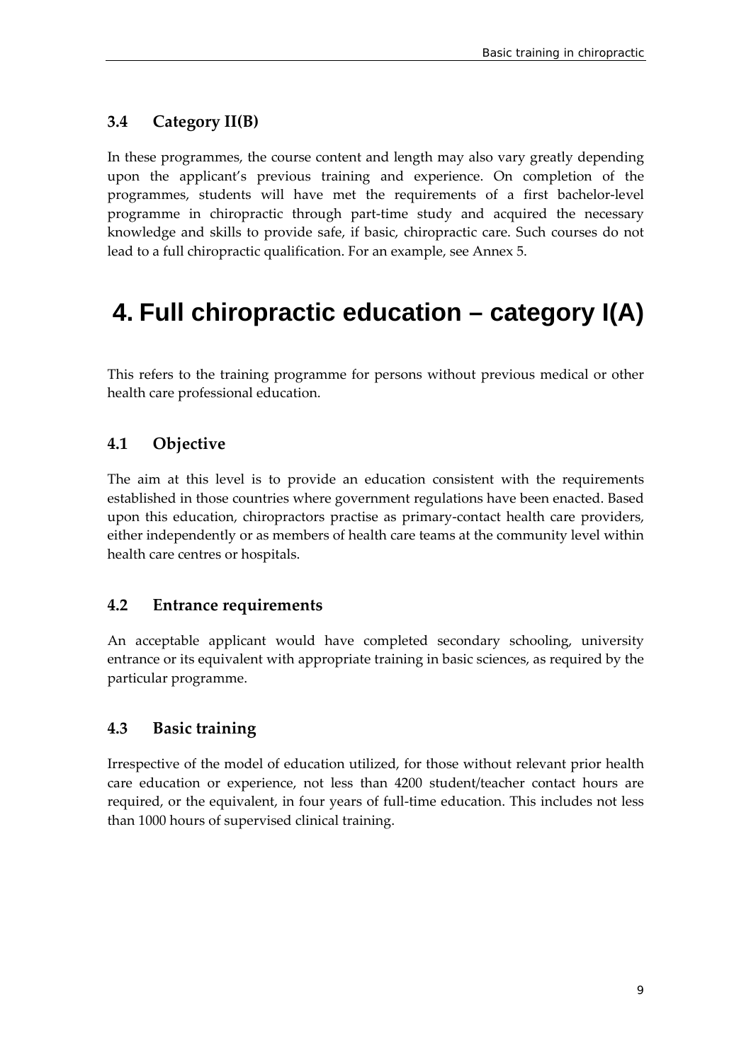### 3.4 Category II(B)

In these programmes, the course content and length may also vary greatly depending upon the applicant's previous training and experience. On completion of the programmes, students will have met the requirements of a first bachelor-level programme in chiropractic through part-time study and acquired the necessary knowledge and skills to provide safe, if basic, chiropractic care. Such courses do not lead to a full chiropractic qualification. For an example, see Annex 5.

# 4. Full chiropractic education – category I(A)

This refers to the training programme for persons without previous medical or other health care professional education.

### 4.1 Objective

The aim at this level is to provide an education consistent with the requirements established in those countries where government regulations have been enacted. Based upon this education, chiropractors practise as primary-contact health care providers, either independently or as members of health care teams at the community level within health care centres or hospitals.

### 4.2 Entrance requirements

An acceptable applicant would have completed secondary schooling, university entrance or its equivalent with appropriate training in basic sciences, as required by the particular programme.

### 4.3 Basic training

Irrespective of the model of education utilized, for those without relevant prior health care education or experience, not less than 4200 student/teacher contact hours are required, or the equivalent, in four years of full-time education. This includes not less than 1000 hours of supervised clinical training.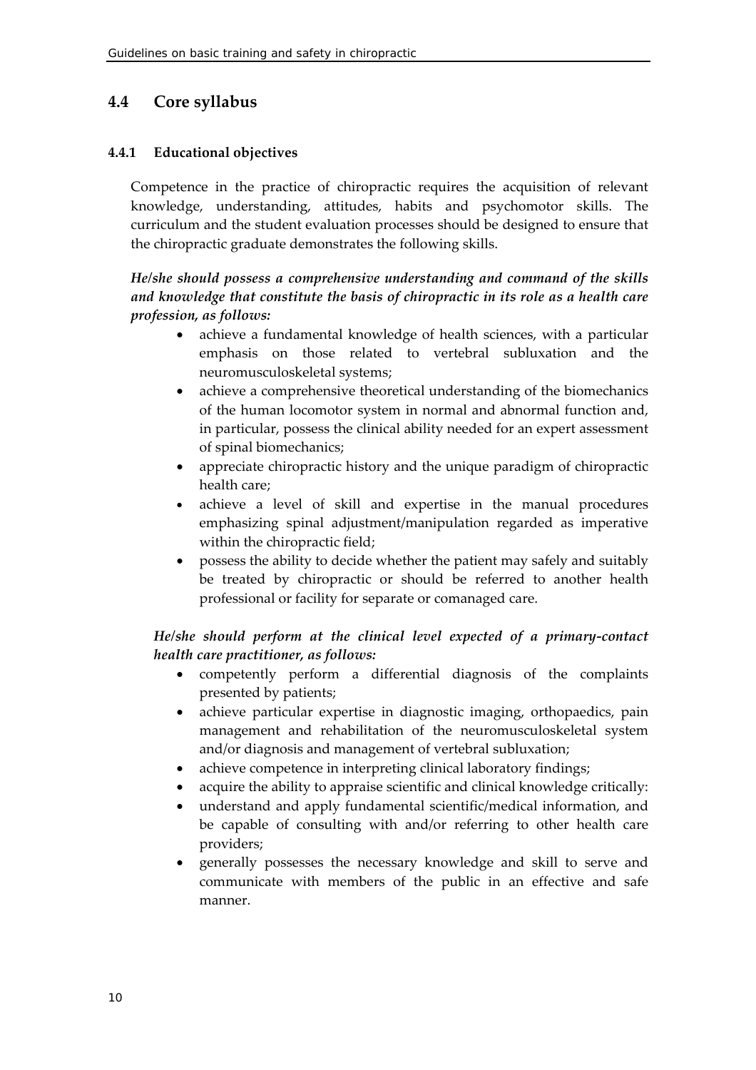## 4.4 Core syllabus

### 4.4.1 Educational objectives

Competence in the practice of chiropractic requires the acquisition of relevant knowledge, understanding, attitudes, habits and psychomotor skills. The curriculum and the student evaluation processes should be designed to ensure that the chiropractic graduate demonstrates the following skills.

***He/she should possess a comprehensive understanding and command of the skills and knowledge that constitute the basis of chiropractic in its role as a health care profession, as follows:***

- achieve a fundamental knowledge of health sciences, with a particular emphasis on those related to vertebral subluxation and the neuromusculoskeletal systems;
- achieve a comprehensive theoretical understanding of the biomechanics of the human locomotor system in normal and abnormal function and, in particular, possess the clinical ability needed for an expert assessment of spinal biomechanics;
- appreciate chiropractic history and the unique paradigm of chiropractic health care;
- achieve a level of skill and expertise in the manual procedures emphasizing spinal adjustment/manipulation regarded as imperative within the chiropractic field;
- possess the ability to decide whether the patient may safely and suitably be treated by chiropractic or should be referred to another health professional or facility for separate or comanaged care.

***He/she should perform at the clinical level expected of a primary-contact health care practitioner, as follows:***

- competently perform a differential diagnosis of the complaints presented by patients;
- achieve particular expertise in diagnostic imaging, orthopaedics, pain management and rehabilitation of the neuromusculoskeletal system and/or diagnosis and management of vertebral subluxation;
- achieve competence in interpreting clinical laboratory findings;
- acquire the ability to appraise scientific and clinical knowledge critically:
- understand and apply fundamental scientific/medical information, and be capable of consulting with and/or referring to other health care providers;
- generally possesses the necessary knowledge and skill to serve and communicate with members of the public in an effective and safe manner.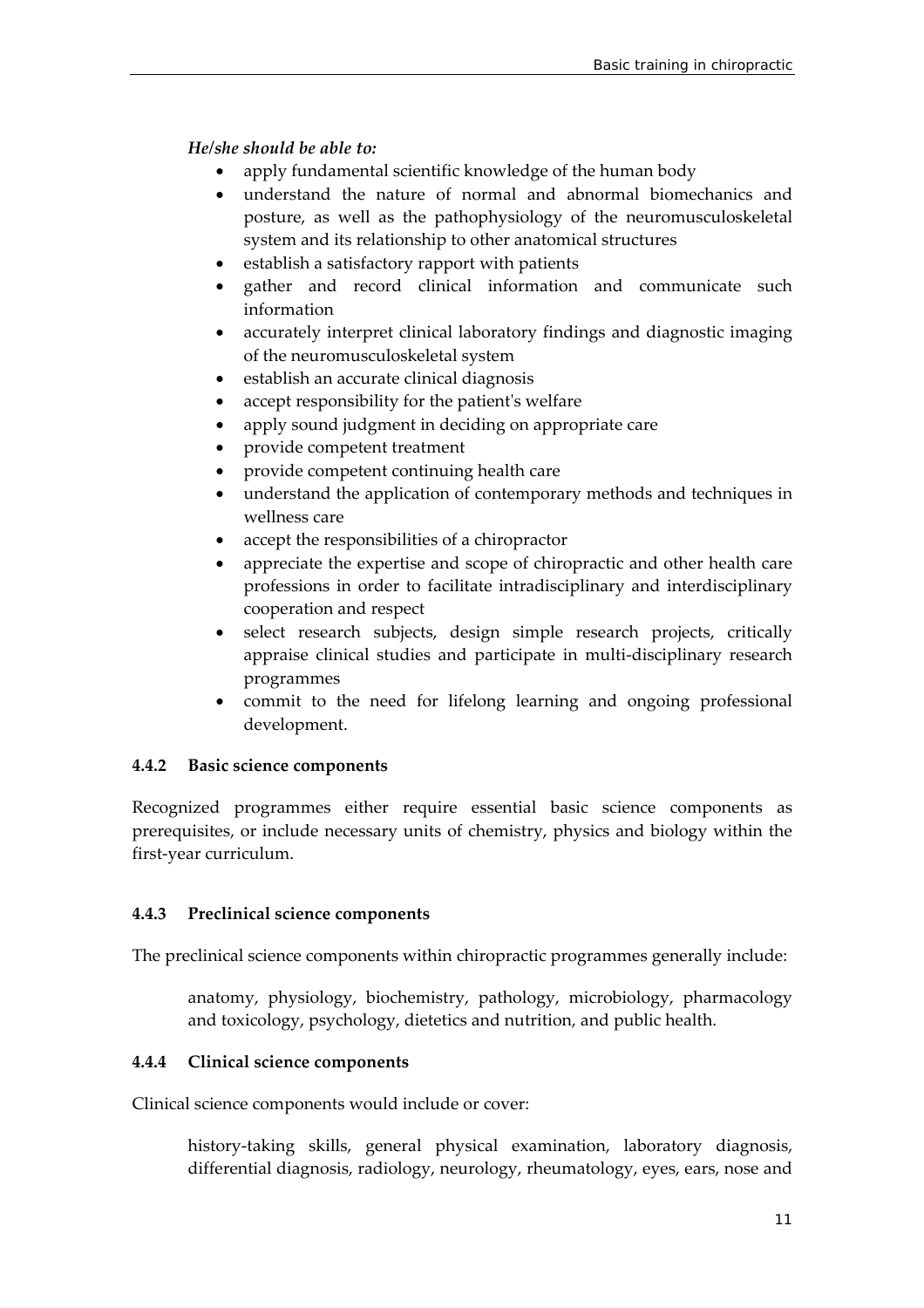*He/she should be able to:*

- apply fundamental scientific knowledge of the human body
- understand the nature of normal and abnormal biomechanics and posture, as well as the pathophysiology of the neuromusculoskeletal system and its relationship to other anatomical structures
- establish a satisfactory rapport with patients
- gather and record clinical information and communicate such information
- accurately interpret clinical laboratory findings and diagnostic imaging of the neuromusculoskeletal system
- establish an accurate clinical diagnosis
- accept responsibility for the patient's welfare
- apply sound judgment in deciding on appropriate care
- provide competent treatment
- provide competent continuing health care
- understand the application of contemporary methods and techniques in wellness care
- accept the responsibilities of a chiropractor
- appreciate the expertise and scope of chiropractic and other health care professions in order to facilitate intradisciplinary and interdisciplinary cooperation and respect
- select research subjects, design simple research projects, critically appraise clinical studies and participate in multi-disciplinary research programmes
- commit to the need for lifelong learning and ongoing professional development.

#### 4.4.2 Basic science components

Recognized programmes either require essential basic science components as prerequisites, or include necessary units of chemistry, physics and biology within the first-year curriculum.

#### 4.4.3 Preclinical science components

The preclinical science components within chiropractic programmes generally include:

> anatomy, physiology, biochemistry, pathology, microbiology, pharmacology and toxicology, psychology, dietetics and nutrition, and public health.

#### 4.4.4 Clinical science components

Clinical science components would include or cover:

> history-taking skills, general physical examination, laboratory diagnosis, differential diagnosis, radiology, neurology, rheumatology, eyes, ears, nose and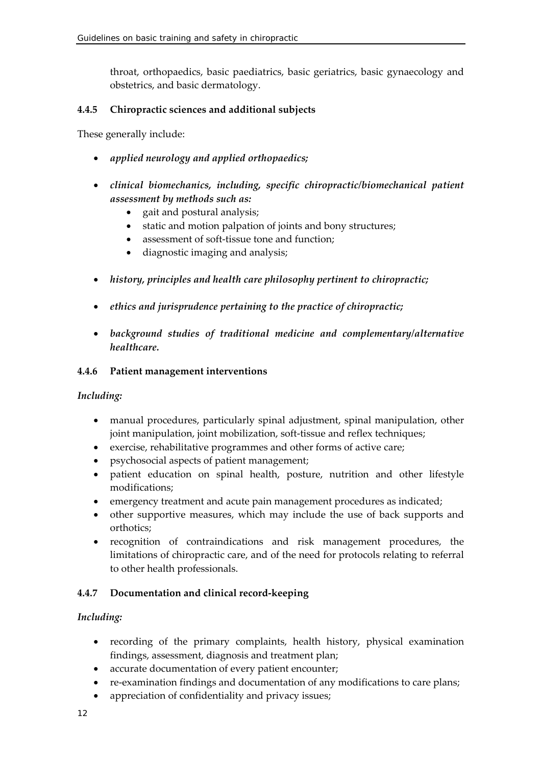throat, orthopaedics, basic paediatrics, basic geriatrics, basic gynaecology and obstetrics, and basic dermatology.

#### 4.4.5 Chiropractic sciences and additional subjects

These generally include:

- ***applied neurology and applied orthopaedics;***
- ***clinical biomechanics, including, specific chiropractic/biomechanical patient assessment by methods such as:***
  - gait and postural analysis;
  - static and motion palpation of joints and bony structures;
  - assessment of soft-tissue tone and function;
  - diagnostic imaging and analysis;
- ***history, principles and health care philosophy pertinent to chiropractic;***
- ***ethics and jurisprudence pertaining to the practice of chiropractic;***
- ***background studies of traditional medicine and complementary/alternative healthcare.***

#### 4.4.6 Patient management interventions

*Including:*

- manual procedures, particularly spinal adjustment, spinal manipulation, other joint manipulation, joint mobilization, soft-tissue and reflex techniques;
- exercise, rehabilitative programmes and other forms of active care;
- psychosocial aspects of patient management;
- patient education on spinal health, posture, nutrition and other lifestyle modifications;
- emergency treatment and acute pain management procedures as indicated;
- other supportive measures, which may include the use of back supports and orthotics;
- recognition of contraindications and risk management procedures, the limitations of chiropractic care, and of the need for protocols relating to referral to other health professionals.

#### 4.4.7 Documentation and clinical record-keeping

*Including:*

- recording of the primary complaints, health history, physical examination findings, assessment, diagnosis and treatment plan;
- accurate documentation of every patient encounter;
- re-examination findings and documentation of any modifications to care plans;
- appreciation of confidentiality and privacy issues;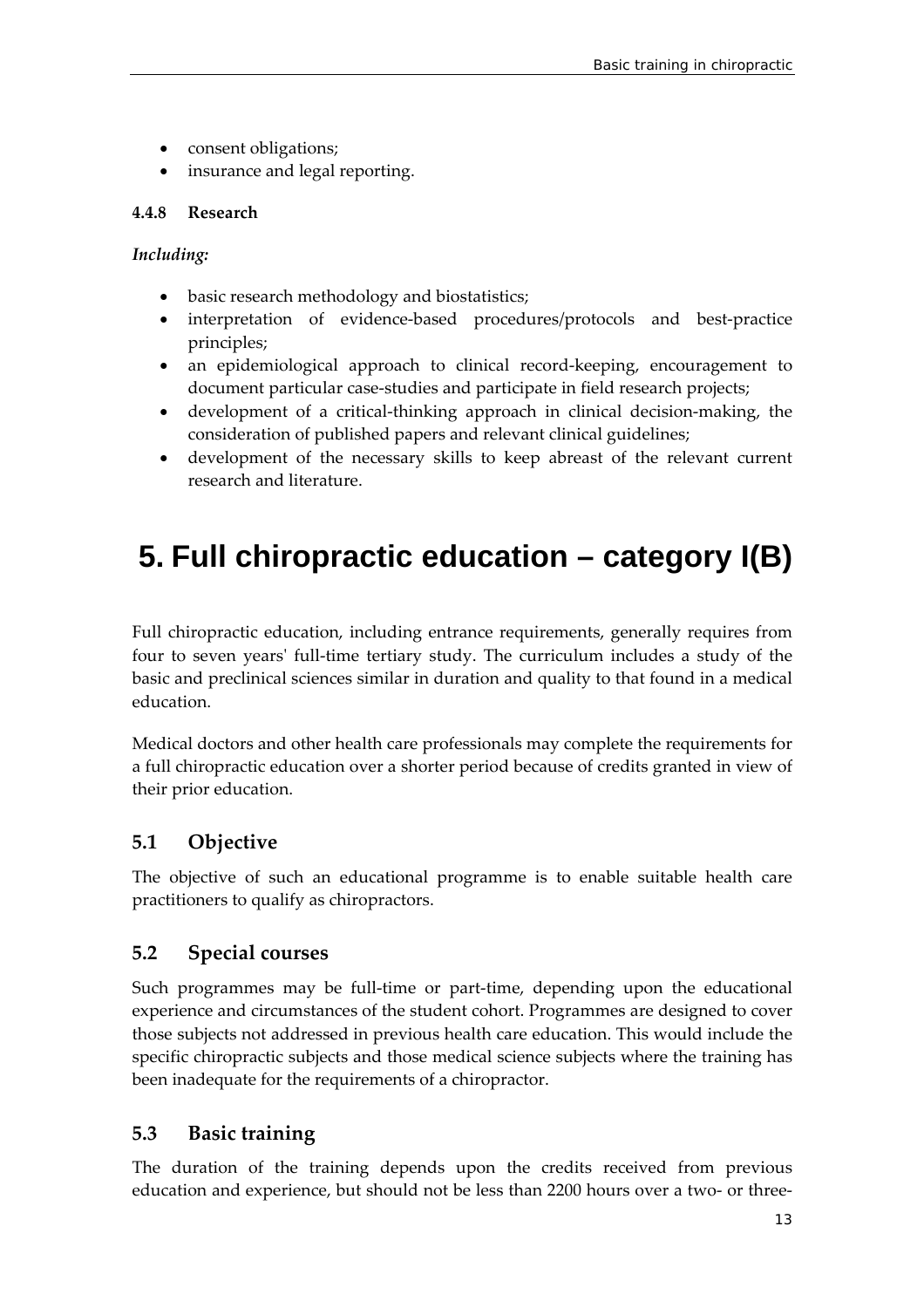- consent obligations;
- insurance and legal reporting.

#### 4.4.8 Research

*Including:*

- basic research methodology and biostatistics;
- interpretation of evidence-based procedures/protocols and best-practice principles;
- an epidemiological approach to clinical record-keeping, encouragement to document particular case-studies and participate in field research projects;
- development of a critical-thinking approach in clinical decision-making, the consideration of published papers and relevant clinical guidelines;
- development of the necessary skills to keep abreast of the relevant current research and literature.

# 5. Full chiropractic education – category I(B)

Full chiropractic education, including entrance requirements, generally requires from four to seven years' full-time tertiary study. The curriculum includes a study of the basic and preclinical sciences similar in duration and quality to that found in a medical education.

Medical doctors and other health care professionals may complete the requirements for a full chiropractic education over a shorter period because of credits granted in view of their prior education.

## 5.1 Objective

The objective of such an educational programme is to enable suitable health care practitioners to qualify as chiropractors.

## 5.2 Special courses

Such programmes may be full-time or part-time, depending upon the educational experience and circumstances of the student cohort. Programmes are designed to cover those subjects not addressed in previous health care education. This would include the specific chiropractic subjects and those medical science subjects where the training has been inadequate for the requirements of a chiropractor.

## 5.3 Basic training

The duration of the training depends upon the credits received from previous education and experience, but should not be less than 2200 hours over a two- or three-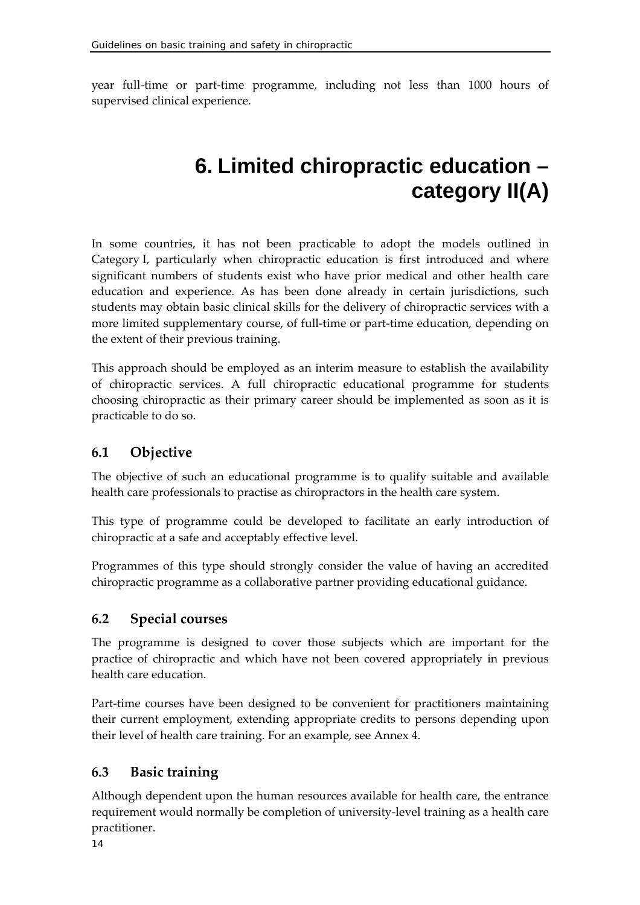year full-time or part-time programme, including not less than 1000 hours of supervised clinical experience.

# 6. Limited chiropractic education – category II(A)

In some countries, it has not been practicable to adopt the models outlined in Category I, particularly when chiropractic education is first introduced and where significant numbers of students exist who have prior medical and other health care education and experience. As has been done already in certain jurisdictions, such students may obtain basic clinical skills for the delivery of chiropractic services with a more limited supplementary course, of full-time or part-time education, depending on the extent of their previous training.

This approach should be employed as an interim measure to establish the availability of chiropractic services. A full chiropractic educational programme for students choosing chiropractic as their primary career should be implemented as soon as it is practicable to do so.

## 6.1 Objective

The objective of such an educational programme is to qualify suitable and available health care professionals to practise as chiropractors in the health care system.

This type of programme could be developed to facilitate an early introduction of chiropractic at a safe and acceptably effective level.

Programmes of this type should strongly consider the value of having an accredited chiropractic programme as a collaborative partner providing educational guidance.

## 6.2 Special courses

The programme is designed to cover those subjects which are important for the practice of chiropractic and which have not been covered appropriately in previous health care education.

Part-time courses have been designed to be convenient for practitioners maintaining their current employment, extending appropriate credits to persons depending upon their level of health care training. For an example, see Annex 4.

## 6.3 Basic training

Although dependent upon the human resources available for health care, the entrance requirement would normally be completion of university-level training as a health care practitioner.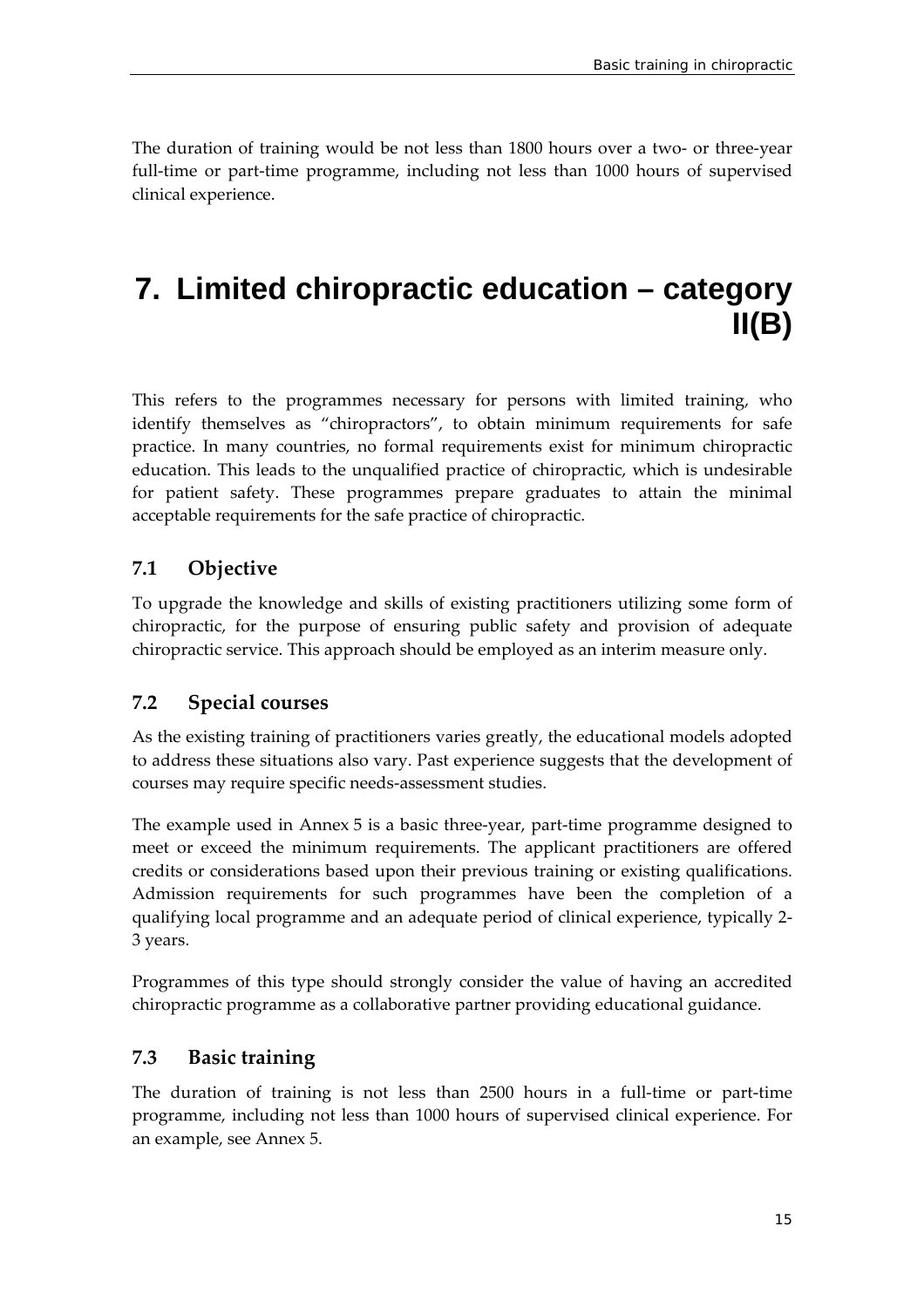The duration of training would be not less than 1800 hours over a two- or three-year full-time or part-time programme, including not less than 1000 hours of supervised clinical experience.

# 7. Limited chiropractic education – category II(B)

This refers to the programmes necessary for persons with limited training, who identify themselves as "chiropractors", to obtain minimum requirements for safe practice. In many countries, no formal requirements exist for minimum chiropractic education. This leads to the unqualified practice of chiropractic, which is undesirable for patient safety. These programmes prepare graduates to attain the minimal acceptable requirements for the safe practice of chiropractic.

## 7.1 Objective

To upgrade the knowledge and skills of existing practitioners utilizing some form of chiropractic, for the purpose of ensuring public safety and provision of adequate chiropractic service. This approach should be employed as an interim measure only.

## 7.2 Special courses

As the existing training of practitioners varies greatly, the educational models adopted to address these situations also vary. Past experience suggests that the development of courses may require specific needs-assessment studies.

The example used in Annex 5 is a basic three-year, part-time programme designed to meet or exceed the minimum requirements. The applicant practitioners are offered credits or considerations based upon their previous training or existing qualifications. Admission requirements for such programmes have been the completion of a qualifying local programme and an adequate period of clinical experience, typically 2-3 years.

Programmes of this type should strongly consider the value of having an accredited chiropractic programme as a collaborative partner providing educational guidance.

## 7.3 Basic training

The duration of training is not less than 2500 hours in a full-time or part-time programme, including not less than 1000 hours of supervised clinical experience. For an example, see Annex 5.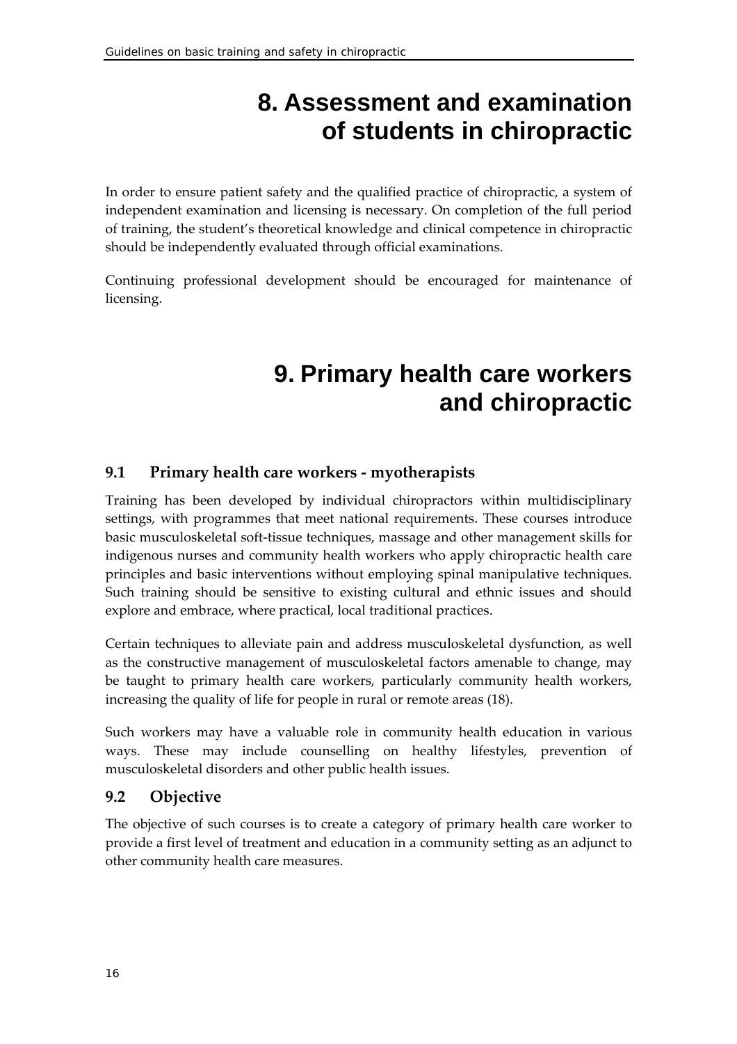# 8. Assessment and examination of students in chiropractic

In order to ensure patient safety and the qualified practice of chiropractic, a system of independent examination and licensing is necessary. On completion of the full period of training, the student's theoretical knowledge and clinical competence in chiropractic should be independently evaluated through official examinations.

Continuing professional development should be encouraged for maintenance of licensing.

# 9. Primary health care workers and chiropractic

## 9.1 Primary health care workers - myotherapists

Training has been developed by individual chiropractors within multidisciplinary settings, with programmes that meet national requirements. These courses introduce basic musculoskeletal soft-tissue techniques, massage and other management skills for indigenous nurses and community health workers who apply chiropractic health care principles and basic interventions without employing spinal manipulative techniques. Such training should be sensitive to existing cultural and ethnic issues and should explore and embrace, where practical, local traditional practices.

Certain techniques to alleviate pain and address musculoskeletal dysfunction, as well as the constructive management of musculoskeletal factors amenable to change, may be taught to primary health care workers, particularly community health workers, increasing the quality of life for people in rural or remote areas (18).

Such workers may have a valuable role in community health education in various ways. These may include counselling on healthy lifestyles, prevention of musculoskeletal disorders and other public health issues.

## 9.2 Objective

The objective of such courses is to create a category of primary health care worker to provide a first level of treatment and education in a community setting as an adjunct to other community health care measures.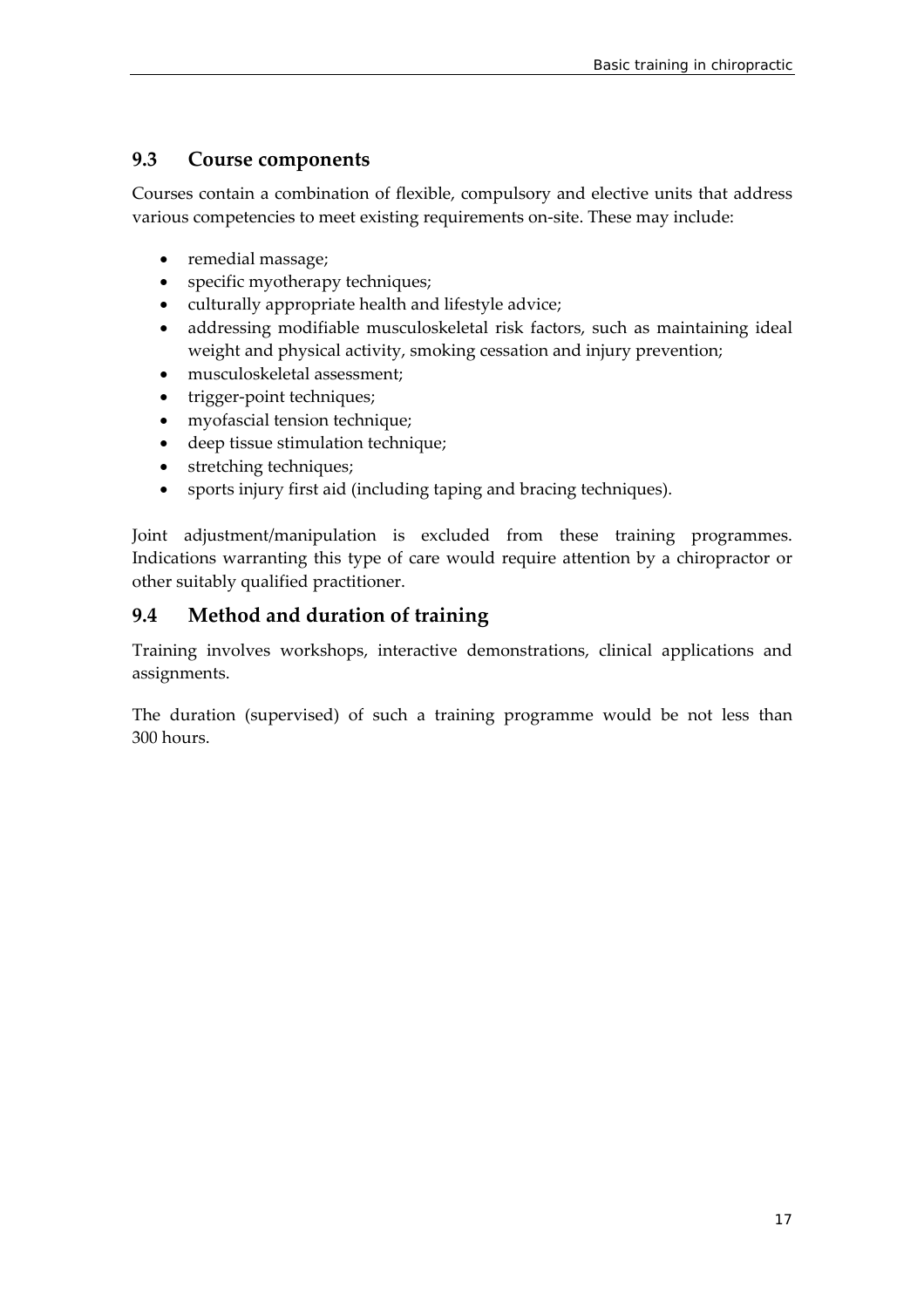## 9.3 Course components

Courses contain a combination of flexible, compulsory and elective units that address various competencies to meet existing requirements on-site. These may include:

- remedial massage;
- specific myotherapy techniques;
- culturally appropriate health and lifestyle advice;
- addressing modifiable musculoskeletal risk factors, such as maintaining ideal weight and physical activity, smoking cessation and injury prevention;
- musculoskeletal assessment;
- trigger-point techniques;
- myofascial tension technique;
- deep tissue stimulation technique;
- stretching techniques;
- sports injury first aid (including taping and bracing techniques).

Joint adjustment/manipulation is excluded from these training programmes. Indications warranting this type of care would require attention by a chiropractor or other suitably qualified practitioner.

## 9.4 Method and duration of training

Training involves workshops, interactive demonstrations, clinical applications and assignments.

The duration (supervised) of such a training programme would be not less than 300 hours.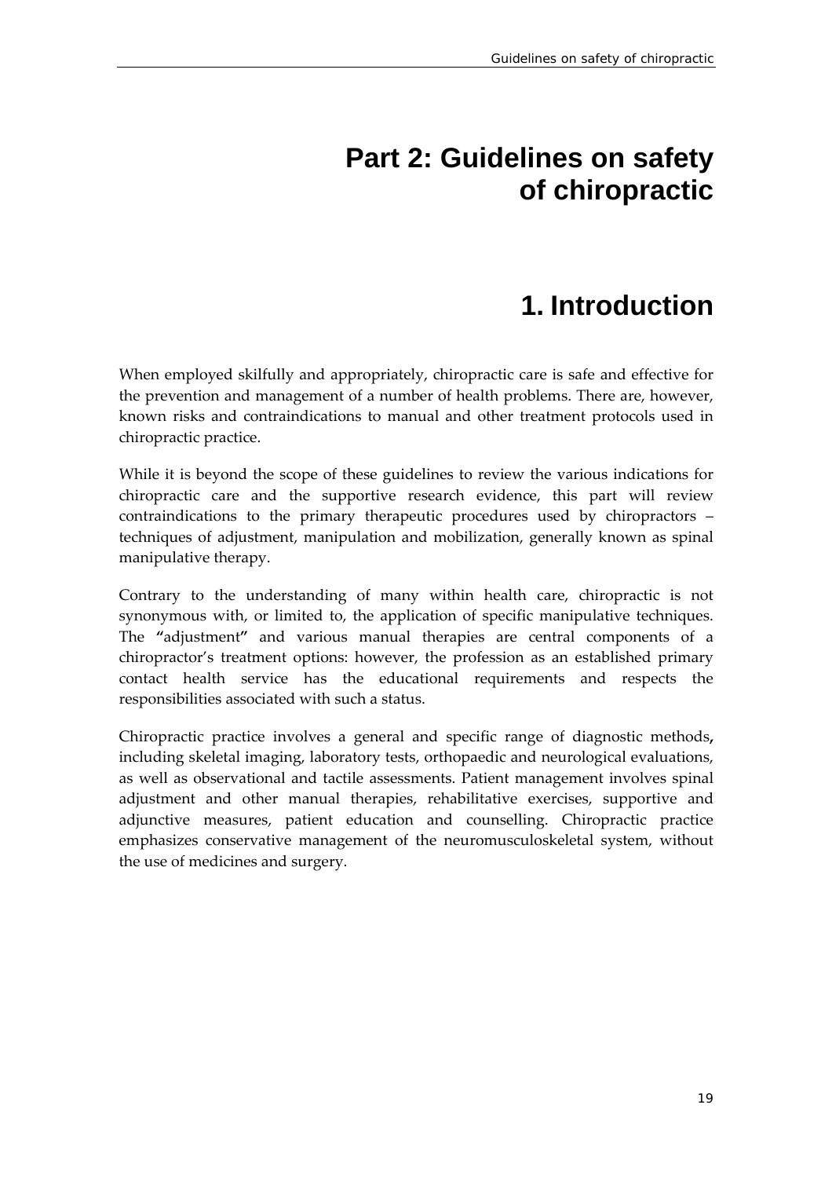# Part 2: Guidelines on safety of chiropractic

## 1. Introduction

When employed skilfully and appropriately, chiropractic care is safe and effective for the prevention and management of a number of health problems. There are, however, known risks and contraindications to manual and other treatment protocols used in chiropractic practice.

While it is beyond the scope of these guidelines to review the various indications for chiropractic care and the supportive research evidence, this part will review contraindications to the primary therapeutic procedures used by chiropractors – techniques of adjustment, manipulation and mobilization, generally known as spinal manipulative therapy.

Contrary to the understanding of many within health care, chiropractic is not synonymous with, or limited to, the application of specific manipulative techniques. The **"**adjustment**"** and various manual therapies are central components of a chiropractor's treatment options: however, the profession as an established primary contact health service has the educational requirements and respects the responsibilities associated with such a status.

Chiropractic practice involves a general and specific range of diagnostic methods**,** including skeletal imaging, laboratory tests, orthopaedic and neurological evaluations, as well as observational and tactile assessments. Patient management involves spinal adjustment and other manual therapies, rehabilitative exercises, supportive and adjunctive measures, patient education and counselling. Chiropractic practice emphasizes conservative management of the neuromusculoskeletal system, without the use of medicines and surgery.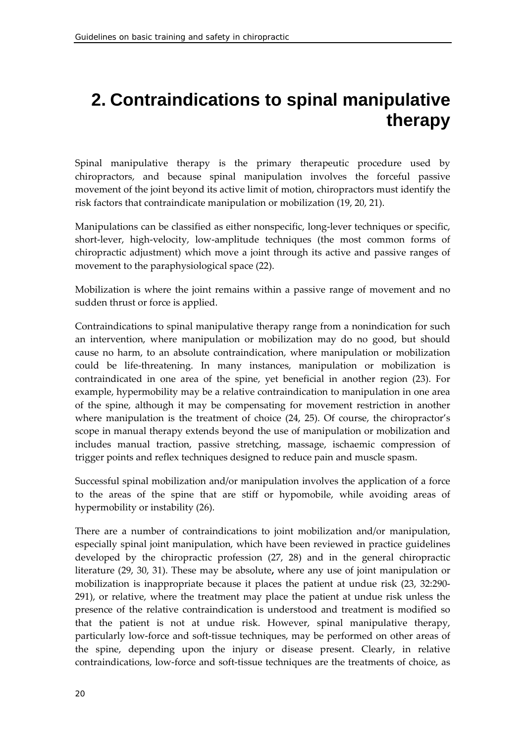# 2. Contraindications to spinal manipulative therapy

Spinal manipulative therapy is the primary therapeutic procedure used by chiropractors, and because spinal manipulation involves the forceful passive movement of the joint beyond its active limit of motion, chiropractors must identify the risk factors that contraindicate manipulation or mobilization (19, 20, 21).

Manipulations can be classified as either nonspecific, long-lever techniques or specific, short-lever, high-velocity, low-amplitude techniques (the most common forms of chiropractic adjustment) which move a joint through its active and passive ranges of movement to the paraphysiological space (22).

Mobilization is where the joint remains within a passive range of movement and no sudden thrust or force is applied.

Contraindications to spinal manipulative therapy range from a nonindication for such an intervention, where manipulation or mobilization may do no good, but should cause no harm, to an absolute contraindication, where manipulation or mobilization could be life-threatening. In many instances, manipulation or mobilization is contraindicated in one area of the spine, yet beneficial in another region (23). For example, hypermobility may be a relative contraindication to manipulation in one area of the spine, although it may be compensating for movement restriction in another where manipulation is the treatment of choice (24, 25). Of course, the chiropractor's scope in manual therapy extends beyond the use of manipulation or mobilization and includes manual traction, passive stretching, massage, ischaemic compression of trigger points and reflex techniques designed to reduce pain and muscle spasm.

Successful spinal mobilization and/or manipulation involves the application of a force to the areas of the spine that are stiff or hypomobile, while avoiding areas of hypermobility or instability (26).

There are a number of contraindications to joint mobilization and/or manipulation, especially spinal joint manipulation, which have been reviewed in practice guidelines developed by the chiropractic profession (27, 28) and in the general chiropractic literature (29, 30, 31). These may be absolute**,** where any use of joint manipulation or mobilization is inappropriate because it places the patient at undue risk (23, 32:290-291), or relative, where the treatment may place the patient at undue risk unless the presence of the relative contraindication is understood and treatment is modified so that the patient is not at undue risk. However, spinal manipulative therapy, particularly low-force and soft-tissue techniques, may be performed on other areas of the spine, depending upon the injury or disease present. Clearly, in relative contraindications, low-force and soft-tissue techniques are the treatments of choice, as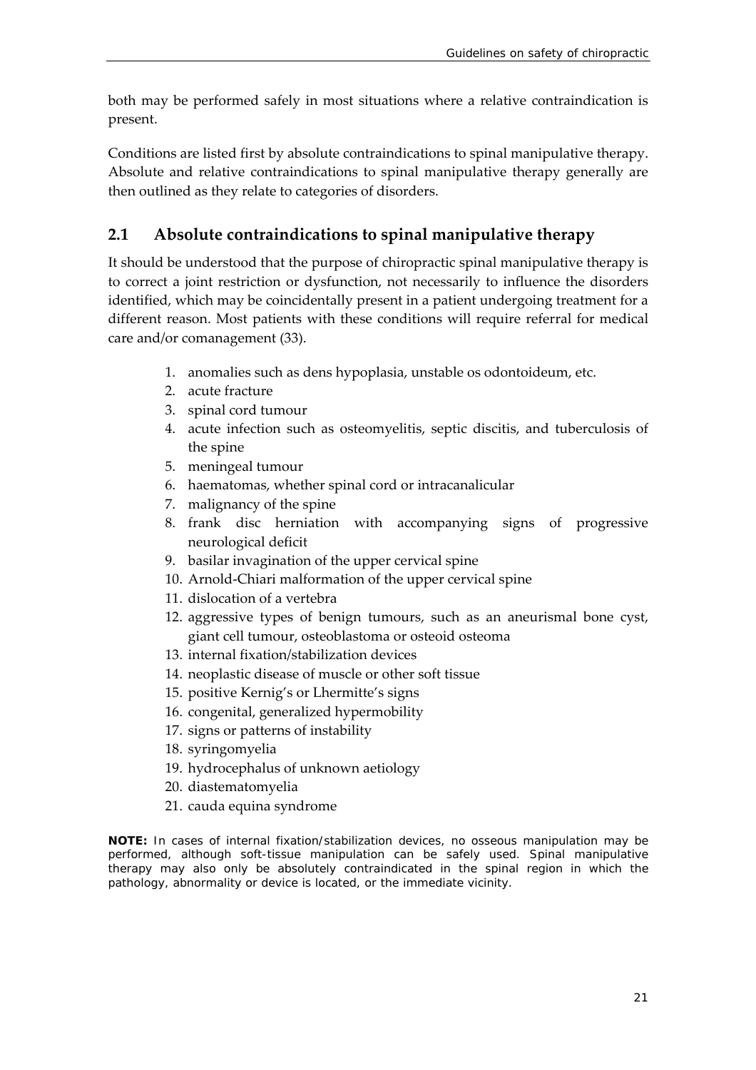both may be performed safely in most situations where a relative contraindication is present.

Conditions are listed first by absolute contraindications to spinal manipulative therapy. Absolute and relative contraindications to spinal manipulative therapy generally are then outlined as they relate to categories of disorders.

## 2.1 Absolute contraindications to spinal manipulative therapy

It should be understood that the purpose of chiropractic spinal manipulative therapy is to correct a joint restriction or dysfunction, not necessarily to influence the disorders identified, which may be coincidentally present in a patient undergoing treatment for a different reason. Most patients with these conditions will require referral for medical care and/or comanagement (33).

1. anomalies such as dens hypoplasia, unstable os odontoideum, etc.
2. acute fracture
3. spinal cord tumour
4. acute infection such as osteomyelitis, septic discitis, and tuberculosis of the spine
5. meningeal tumour
6. haematomas, whether spinal cord or intracanalicular
7. malignancy of the spine
8. frank disc herniation with accompanying signs of progressive neurological deficit
9. basilar invagination of the upper cervical spine
10. Arnold-Chiari malformation of the upper cervical spine
11. dislocation of a vertebra
12. aggressive types of benign tumours, such as an aneurismal bone cyst, giant cell tumour, osteoblastoma or osteoid osteoma
13. internal fixation/stabilization devices
14. neoplastic disease of muscle or other soft tissue
15. positive Kernig's or Lhermitte's signs
16. congenital, generalized hypermobility
17. signs or patterns of instability
18. syringomyelia
19. hydrocephalus of unknown aetiology
20. diastematomyelia
21. cauda equina syndrome

**NOTE:** In cases of internal fixation/stabilization devices, no osseous manipulation may be performed, although soft-tissue manipulation can be safely used. Spinal manipulative therapy may also only be absolutely contraindicated in the spinal region in which the pathology, abnormality or device is located, or the immediate vicinity.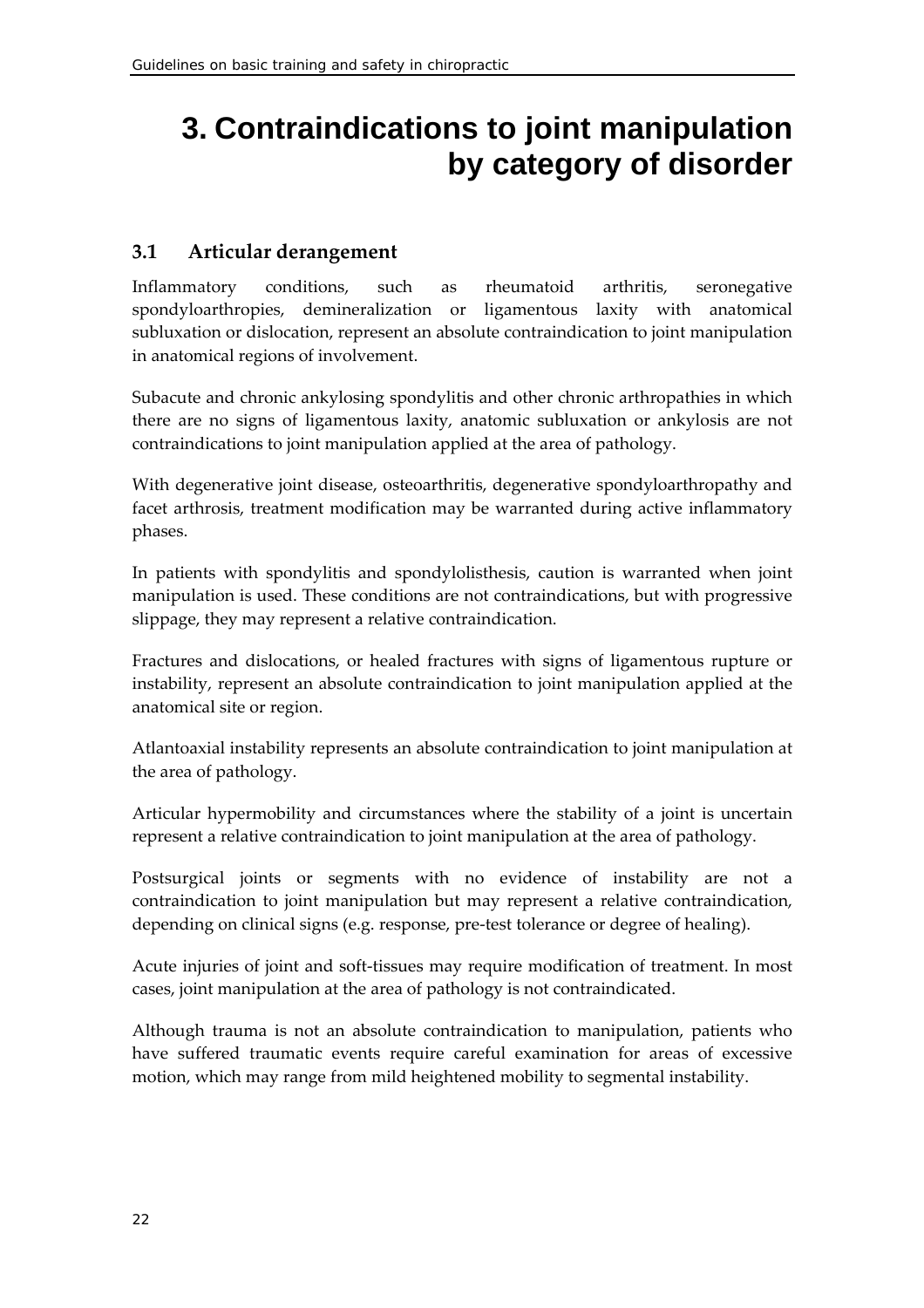# 3. Contraindications to joint manipulation by category of disorder

## 3.1 Articular derangement

Inflammatory conditions, such as rheumatoid arthritis, seronegative spondyloarthropies, demineralization or ligamentous laxity with anatomical subluxation or dislocation, represent an absolute contraindication to joint manipulation in anatomical regions of involvement.

Subacute and chronic ankylosing spondylitis and other chronic arthropathies in which there are no signs of ligamentous laxity, anatomic subluxation or ankylosis are not contraindications to joint manipulation applied at the area of pathology.

With degenerative joint disease, osteoarthritis, degenerative spondyloarthropathy and facet arthrosis, treatment modification may be warranted during active inflammatory phases.

In patients with spondylitis and spondylolisthesis, caution is warranted when joint manipulation is used. These conditions are not contraindications, but with progressive slippage, they may represent a relative contraindication.

Fractures and dislocations, or healed fractures with signs of ligamentous rupture or instability, represent an absolute contraindication to joint manipulation applied at the anatomical site or region.

Atlantoaxial instability represents an absolute contraindication to joint manipulation at the area of pathology.

Articular hypermobility and circumstances where the stability of a joint is uncertain represent a relative contraindication to joint manipulation at the area of pathology.

Postsurgical joints or segments with no evidence of instability are not a contraindication to joint manipulation but may represent a relative contraindication, depending on clinical signs (e.g. response, pre-test tolerance or degree of healing).

Acute injuries of joint and soft-tissues may require modification of treatment. In most cases, joint manipulation at the area of pathology is not contraindicated.

Although trauma is not an absolute contraindication to manipulation, patients who have suffered traumatic events require careful examination for areas of excessive motion, which may range from mild heightened mobility to segmental instability.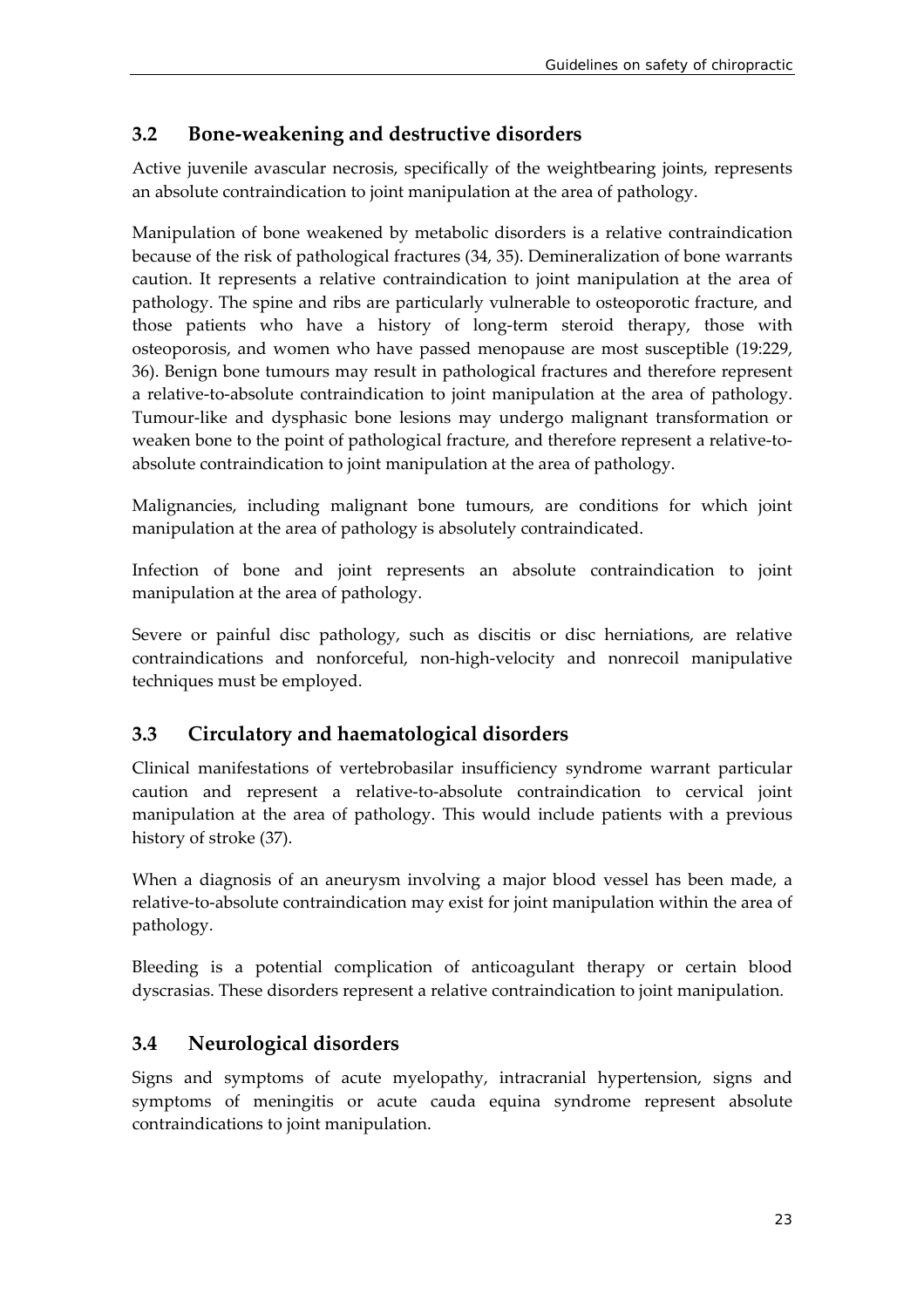## 3.2 Bone-weakening and destructive disorders

Active juvenile avascular necrosis, specifically of the weightbearing joints, represents an absolute contraindication to joint manipulation at the area of pathology.

Manipulation of bone weakened by metabolic disorders is a relative contraindication because of the risk of pathological fractures (34, 35). Demineralization of bone warrants caution. It represents a relative contraindication to joint manipulation at the area of pathology. The spine and ribs are particularly vulnerable to osteoporotic fracture, and those patients who have a history of long-term steroid therapy, those with osteoporosis, and women who have passed menopause are most susceptible (19:229, 36). Benign bone tumours may result in pathological fractures and therefore represent a relative-to-absolute contraindication to joint manipulation at the area of pathology. Tumour-like and dysphasic bone lesions may undergo malignant transformation or weaken bone to the point of pathological fracture, and therefore represent a relative-to-absolute contraindication to joint manipulation at the area of pathology.

Malignancies, including malignant bone tumours, are conditions for which joint manipulation at the area of pathology is absolutely contraindicated.

Infection of bone and joint represents an absolute contraindication to joint manipulation at the area of pathology.

Severe or painful disc pathology, such as discitis or disc herniations, are relative contraindications and nonforceful, non-high-velocity and nonrecoil manipulative techniques must be employed.

## 3.3 Circulatory and haematological disorders

Clinical manifestations of vertebrobasilar insufficiency syndrome warrant particular caution and represent a relative-to-absolute contraindication to cervical joint manipulation at the area of pathology. This would include patients with a previous history of stroke (37).

When a diagnosis of an aneurysm involving a major blood vessel has been made, a relative-to-absolute contraindication may exist for joint manipulation within the area of pathology.

Bleeding is a potential complication of anticoagulant therapy or certain blood dyscrasias. These disorders represent a relative contraindication to joint manipulation.

## 3.4 Neurological disorders

Signs and symptoms of acute myelopathy, intracranial hypertension, signs and symptoms of meningitis or acute cauda equina syndrome represent absolute contraindications to joint manipulation.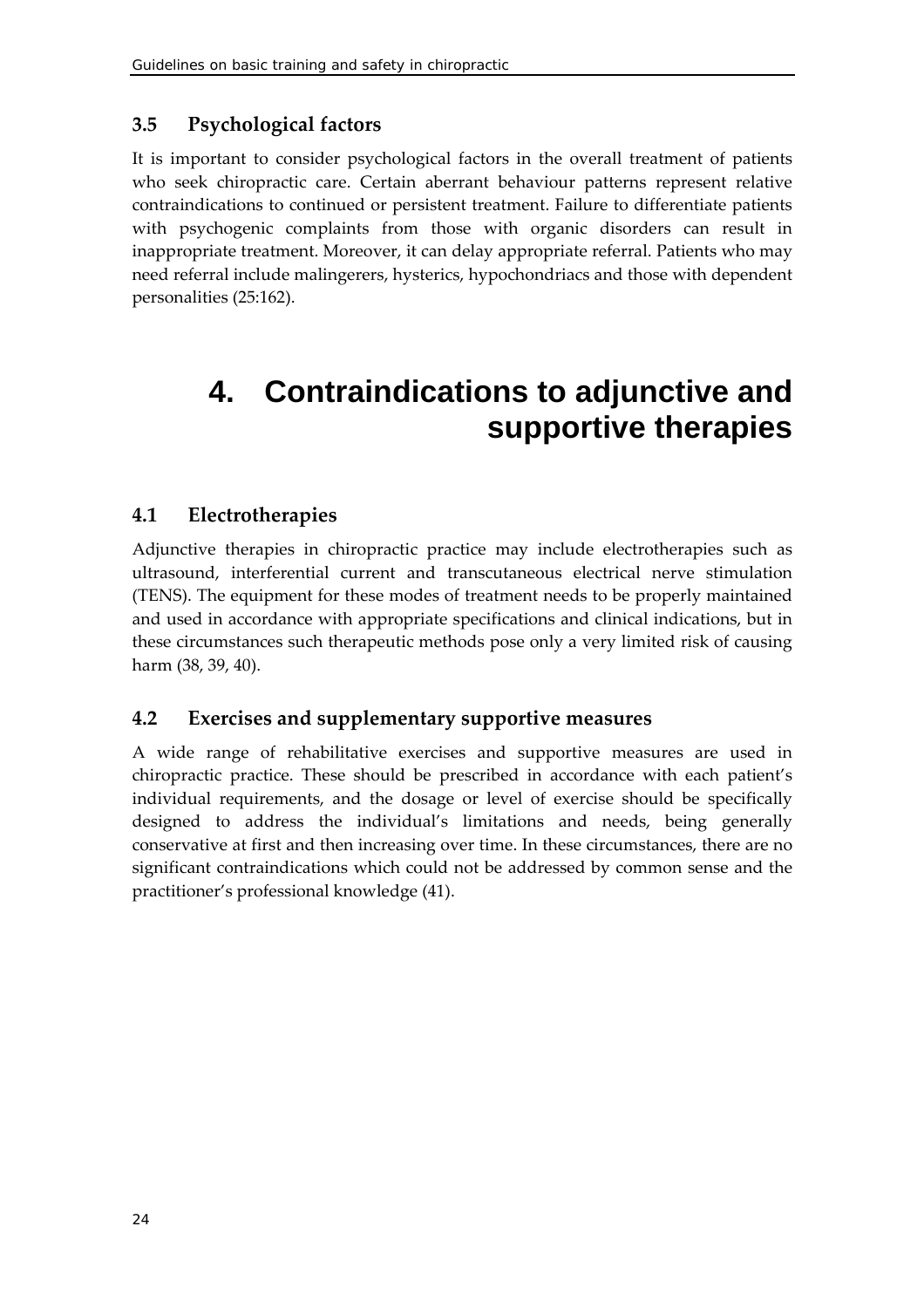### 3.5 Psychological factors

It is important to consider psychological factors in the overall treatment of patients who seek chiropractic care. Certain aberrant behaviour patterns represent relative contraindications to continued or persistent treatment. Failure to differentiate patients with psychogenic complaints from those with organic disorders can result in inappropriate treatment. Moreover, it can delay appropriate referral. Patients who may need referral include malingerers, hysterics, hypochondriacs and those with dependent personalities (25:162).

# 4. Contraindications to adjunctive and supportive therapies

### 4.1 Electrotherapies

Adjunctive therapies in chiropractic practice may include electrotherapies such as ultrasound, interferential current and transcutaneous electrical nerve stimulation (TENS). The equipment for these modes of treatment needs to be properly maintained and used in accordance with appropriate specifications and clinical indications, but in these circumstances such therapeutic methods pose only a very limited risk of causing harm (38, 39, 40).

### 4.2 Exercises and supplementary supportive measures

A wide range of rehabilitative exercises and supportive measures are used in chiropractic practice. These should be prescribed in accordance with each patient's individual requirements, and the dosage or level of exercise should be specifically designed to address the individual's limitations and needs, being generally conservative at first and then increasing over time. In these circumstances, there are no significant contraindications which could not be addressed by common sense and the practitioner's professional knowledge (41).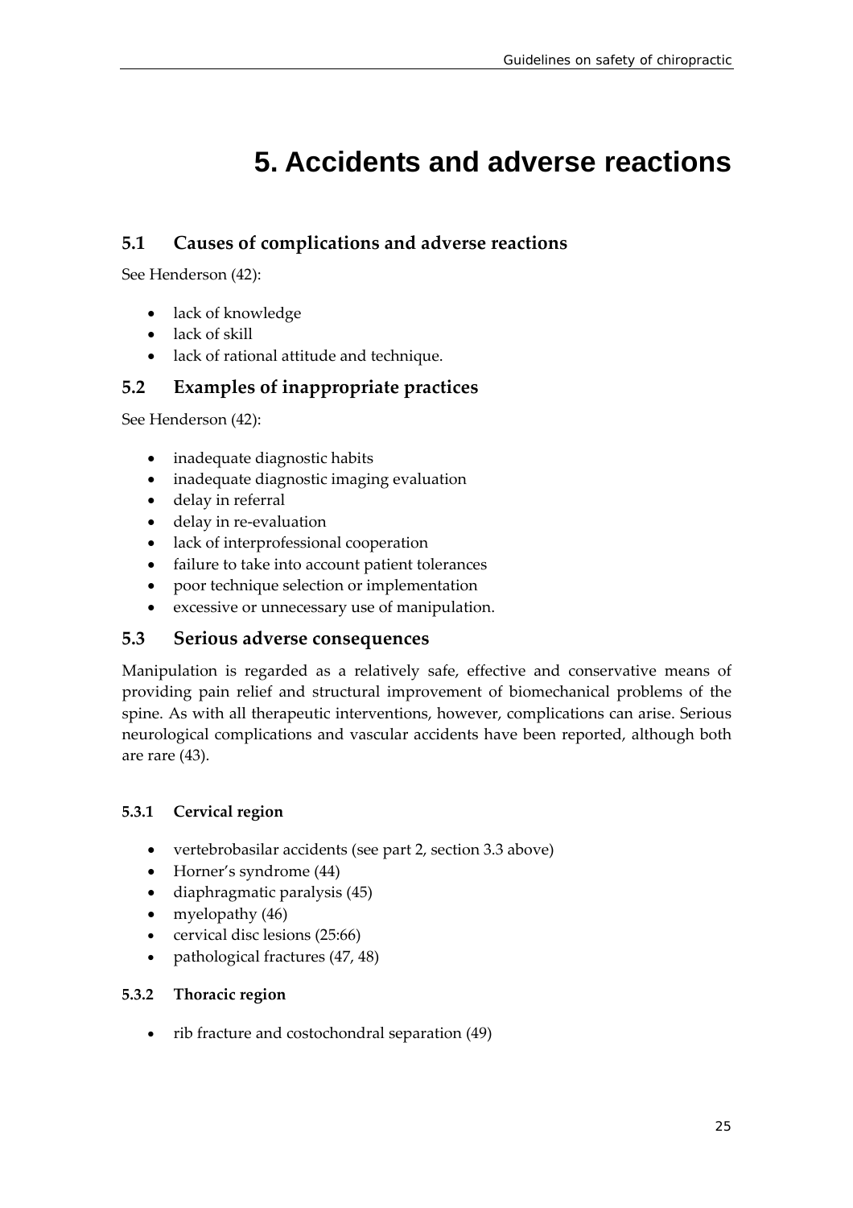# 5. Accidents and adverse reactions

## 5.1 Causes of complications and adverse reactions

See Henderson (42):

- lack of knowledge
- lack of skill
- lack of rational attitude and technique.

## 5.2 Examples of inappropriate practices

See Henderson (42):

- inadequate diagnostic habits
- inadequate diagnostic imaging evaluation
- delay in referral
- delay in re-evaluation
- lack of interprofessional cooperation
- failure to take into account patient tolerances
- poor technique selection or implementation
- excessive or unnecessary use of manipulation.

## 5.3 Serious adverse consequences

Manipulation is regarded as a relatively safe, effective and conservative means of providing pain relief and structural improvement of biomechanical problems of the spine. As with all therapeutic interventions, however, complications can arise. Serious neurological complications and vascular accidents have been reported, although both are rare (43).

### 5.3.1 Cervical region

- vertebrobasilar accidents (see part 2, section 3.3 above)
- Horner's syndrome (44)
- diaphragmatic paralysis (45)
- myelopathy (46)
- cervical disc lesions (25:66)
- pathological fractures (47, 48)

### 5.3.2 Thoracic region

- rib fracture and costochondral separation (49)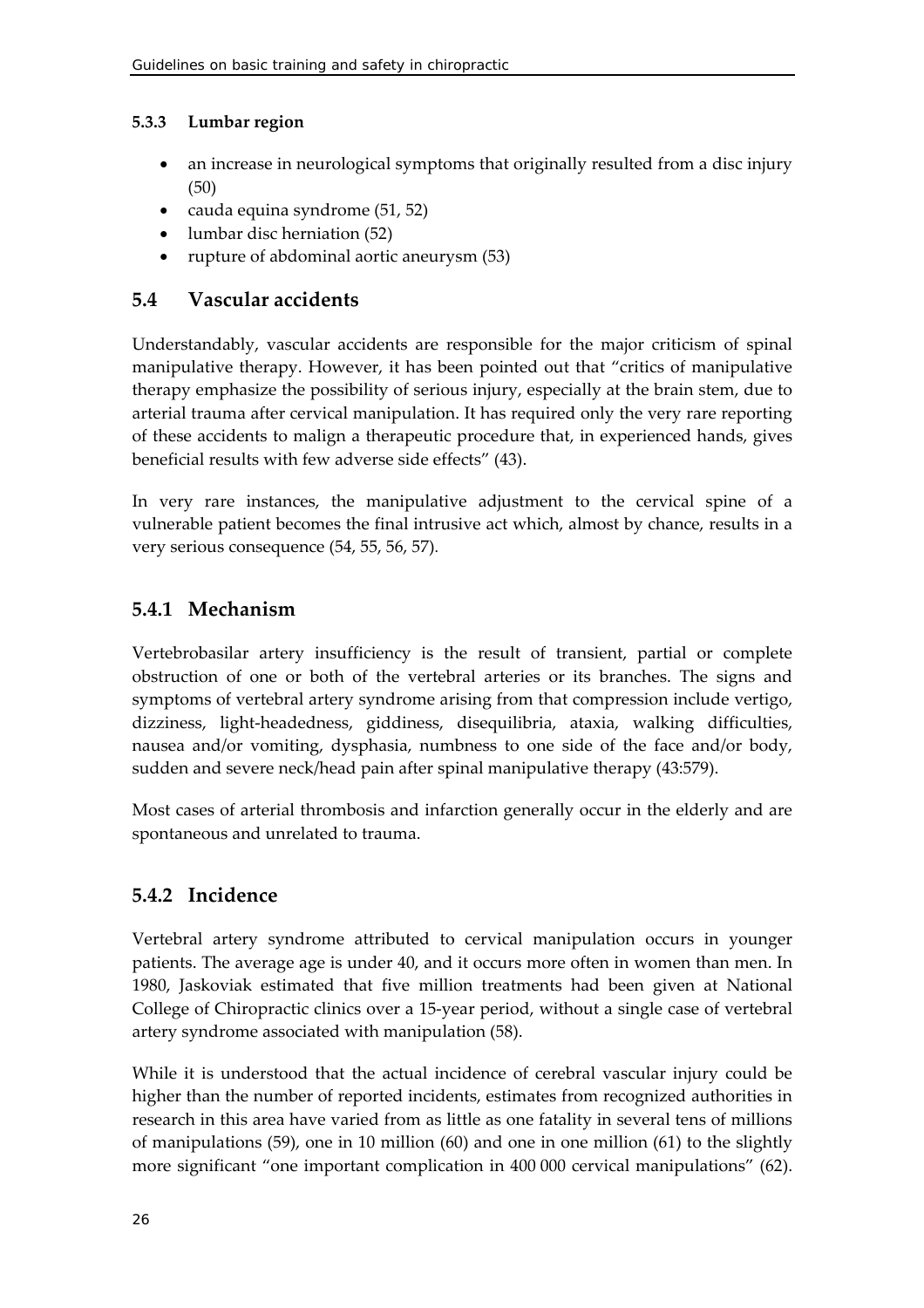### 5.3.3 Lumbar region

- an increase in neurological symptoms that originally resulted from a disc injury (50)
- cauda equina syndrome (51, 52)
- lumbar disc herniation (52)
- rupture of abdominal aortic aneurysm (53)

## 5.4 Vascular accidents

Understandably, vascular accidents are responsible for the major criticism of spinal manipulative therapy. However, it has been pointed out that "critics of manipulative therapy emphasize the possibility of serious injury, especially at the brain stem, due to arterial trauma after cervical manipulation. It has required only the very rare reporting of these accidents to malign a therapeutic procedure that, in experienced hands, gives beneficial results with few adverse side effects" (43).

In very rare instances, the manipulative adjustment to the cervical spine of a vulnerable patient becomes the final intrusive act which, almost by chance, results in a very serious consequence (54, 55, 56, 57).

### 5.4.1 Mechanism

Vertebrobasilar artery insufficiency is the result of transient, partial or complete obstruction of one or both of the vertebral arteries or its branches. The signs and symptoms of vertebral artery syndrome arising from that compression include vertigo, dizziness, light-headedness, giddiness, disequilibria, ataxia, walking difficulties, nausea and/or vomiting, dysphasia, numbness to one side of the face and/or body, sudden and severe neck/head pain after spinal manipulative therapy (43:579).

Most cases of arterial thrombosis and infarction generally occur in the elderly and are spontaneous and unrelated to trauma.

### 5.4.2 Incidence

Vertebral artery syndrome attributed to cervical manipulation occurs in younger patients. The average age is under 40, and it occurs more often in women than men. In 1980, Jaskoviak estimated that five million treatments had been given at National College of Chiropractic clinics over a 15-year period, without a single case of vertebral artery syndrome associated with manipulation (58).

While it is understood that the actual incidence of cerebral vascular injury could be higher than the number of reported incidents, estimates from recognized authorities in research in this area have varied from as little as one fatality in several tens of millions of manipulations (59), one in 10 million (60) and one in one million (61) to the slightly more significant "one important complication in 400 000 cervical manipulations" (62).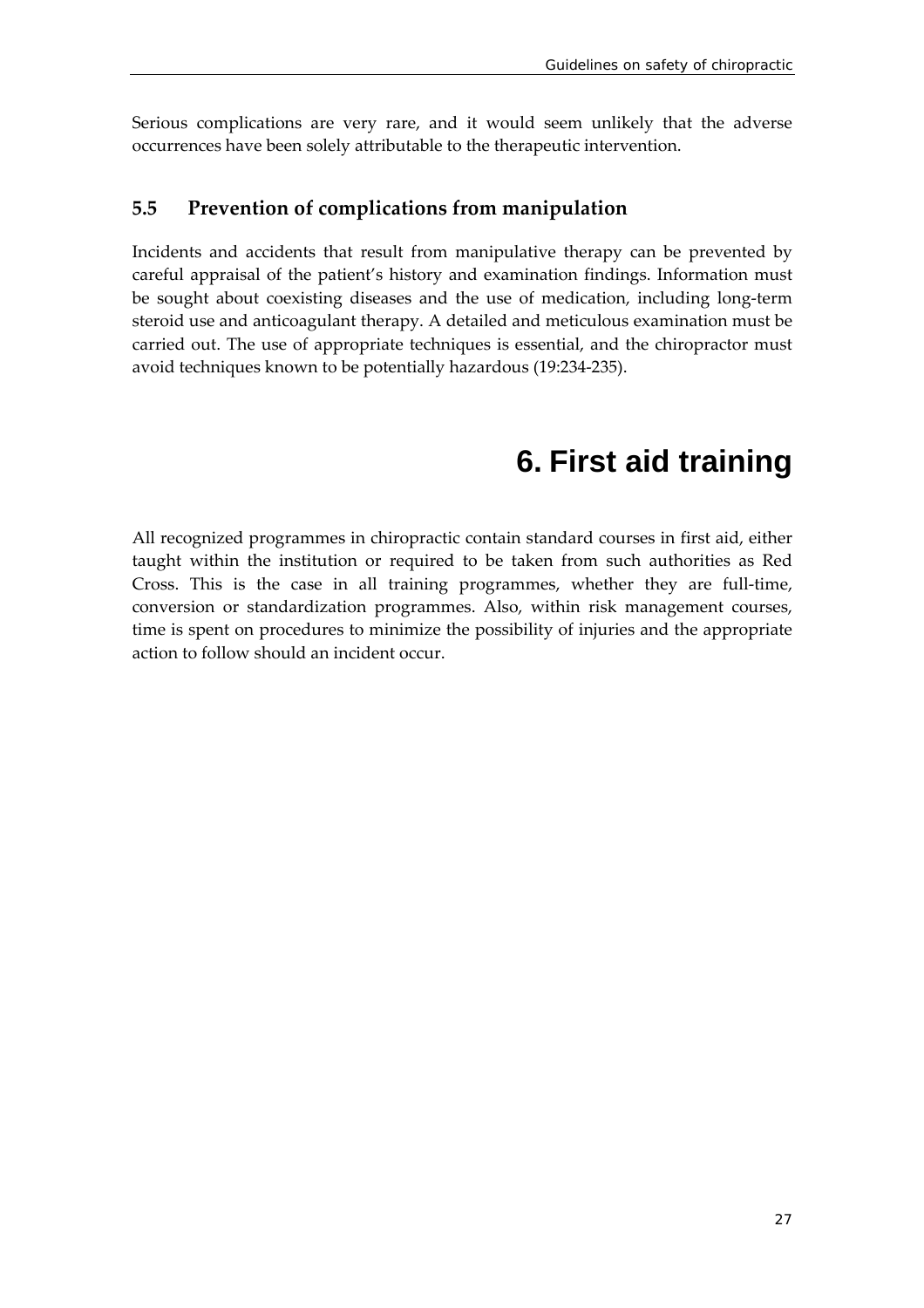Serious complications are very rare, and it would seem unlikely that the adverse occurrences have been solely attributable to the therapeutic intervention.

### 5.5 Prevention of complications from manipulation

Incidents and accidents that result from manipulative therapy can be prevented by careful appraisal of the patient's history and examination findings. Information must be sought about coexisting diseases and the use of medication, including long-term steroid use and anticoagulant therapy. A detailed and meticulous examination must be carried out. The use of appropriate techniques is essential, and the chiropractor must avoid techniques known to be potentially hazardous (19:234-235).

# 6. First aid training

All recognized programmes in chiropractic contain standard courses in first aid, either taught within the institution or required to be taken from such authorities as Red Cross. This is the case in all training programmes, whether they are full-time, conversion or standardization programmes. Also, within risk management courses, time is spent on procedures to minimize the possibility of injuries and the appropriate action to follow should an incident occur.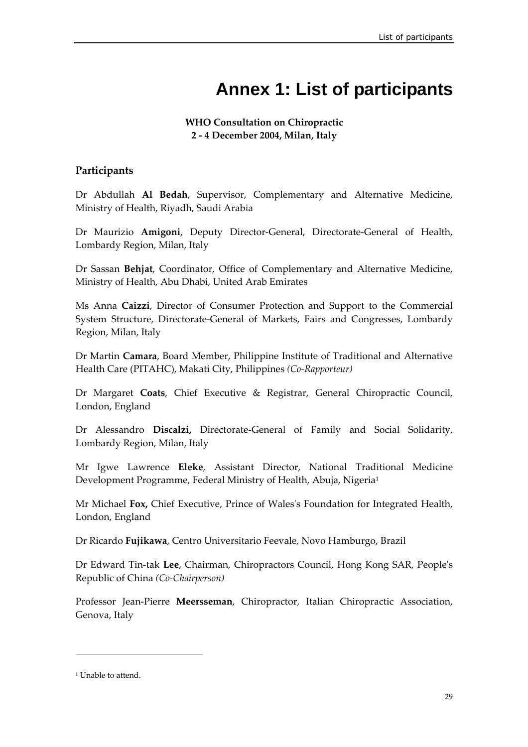# Annex 1: List of participants

**WHO Consultation on Chiropractic**
**2 - 4 December 2004, Milan, Italy**

## Participants

Dr Abdullah **Al Bedah**, Supervisor, Complementary and Alternative Medicine, Ministry of Health, Riyadh, Saudi Arabia

Dr Maurizio **Amigoni**, Deputy Director-General, Directorate-General of Health, Lombardy Region, Milan, Italy

Dr Sassan **Behjat**, Coordinator, Office of Complementary and Alternative Medicine, Ministry of Health, Abu Dhabi, United Arab Emirates

Ms Anna **Caizzi**, Director of Consumer Protection and Support to the Commercial System Structure, Directorate-General of Markets, Fairs and Congresses, Lombardy Region, Milan, Italy

Dr Martin **Camara**, Board Member, Philippine Institute of Traditional and Alternative Health Care (PITAHC), Makati City, Philippines *(Co-Rapporteur)*

Dr Margaret **Coats**, Chief Executive & Registrar, General Chiropractic Council, London, England

Dr Alessandro **Discalzi,** Directorate-General of Family and Social Solidarity, Lombardy Region, Milan, Italy

Mr Igwe Lawrence **Eleke**, Assistant Director, National Traditional Medicine Development Programme, Federal Ministry of Health, Abuja, Nigeria[1]

Mr Michael **Fox,** Chief Executive, Prince of Wales's Foundation for Integrated Health, London, England

Dr Ricardo **Fujikawa**, Centro Universitario Feevale, Novo Hamburgo, Brazil

Dr Edward Tin-tak **Lee**, Chairman, Chiropractors Council, Hong Kong SAR, People's Republic of China *(Co-Chairperson)*

Professor Jean-Pierre **Meersseman**, Chiropractor, Italian Chiropractic Association, Genova, Italy

---

[1] Unable to attend.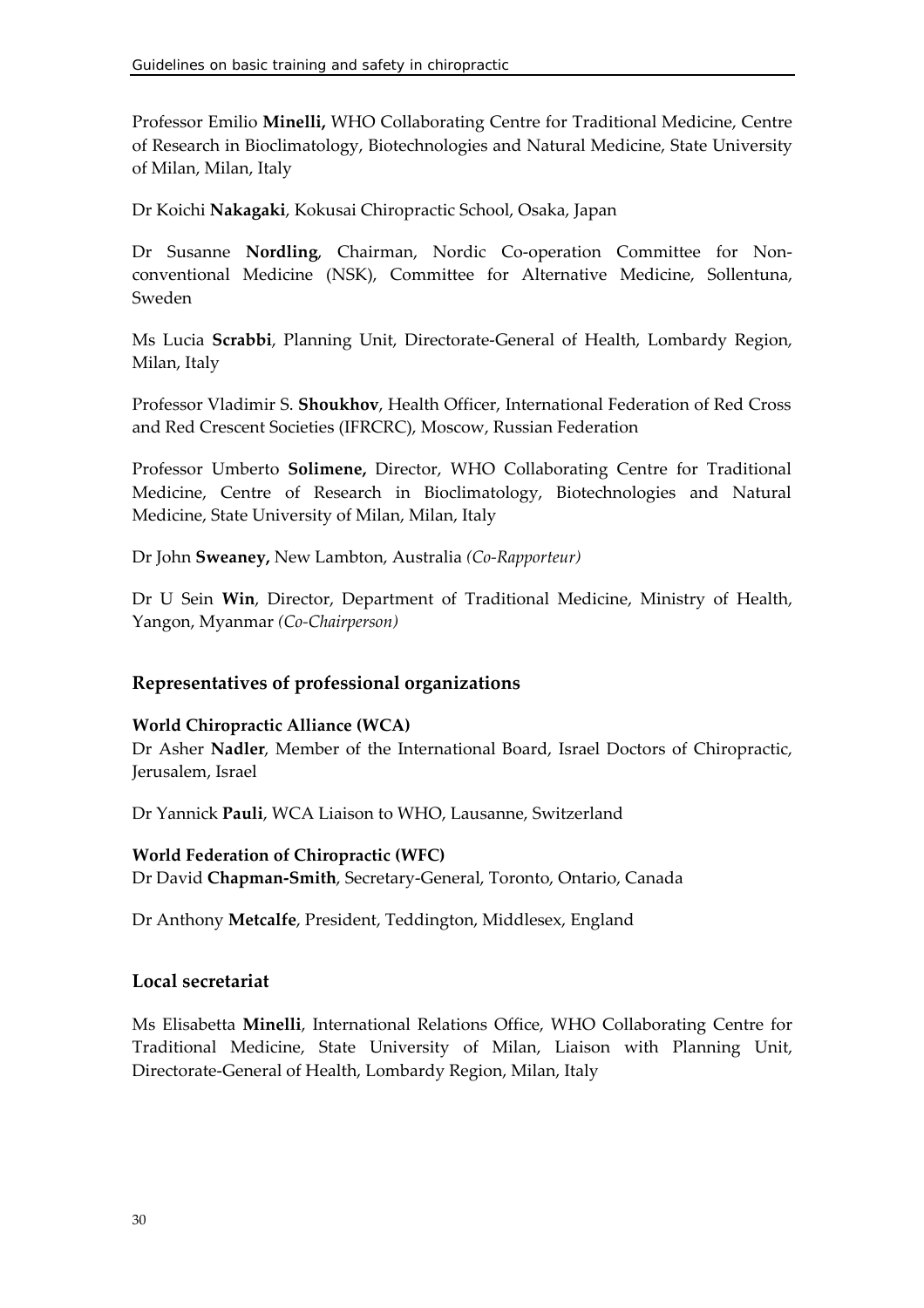Professor Emilio **Minelli,** WHO Collaborating Centre for Traditional Medicine, Centre of Research in Bioclimatology, Biotechnologies and Natural Medicine, State University of Milan, Milan, Italy

Dr Koichi **Nakagaki**, Kokusai Chiropractic School, Osaka, Japan

Dr Susanne **Nordling**, Chairman, Nordic Co-operation Committee for Non-conventional Medicine (NSK), Committee for Alternative Medicine, Sollentuna, Sweden

Ms Lucia **Scrabbi**, Planning Unit, Directorate-General of Health, Lombardy Region, Milan, Italy

Professor Vladimir S. **Shoukhov**, Health Officer, International Federation of Red Cross and Red Crescent Societies (IFRCRC), Moscow, Russian Federation

Professor Umberto **Solimene,** Director, WHO Collaborating Centre for Traditional Medicine, Centre of Research in Bioclimatology, Biotechnologies and Natural Medicine, State University of Milan, Milan, Italy

Dr John **Sweaney,** New Lambton, Australia *(Co-Rapporteur)*

Dr U Sein **Win**, Director, Department of Traditional Medicine, Ministry of Health, Yangon, Myanmar *(Co-Chairperson)*

## Representatives of professional organizations

**World Chiropractic Alliance (WCA)**
Dr Asher **Nadler**, Member of the International Board, Israel Doctors of Chiropractic, Jerusalem, Israel

Dr Yannick **Pauli**, WCA Liaison to WHO, Lausanne, Switzerland

**World Federation of Chiropractic (WFC)**
Dr David **Chapman-Smith**, Secretary-General, Toronto, Ontario, Canada

Dr Anthony **Metcalfe**, President, Teddington, Middlesex, England

## Local secretariat

Ms Elisabetta **Minelli**, International Relations Office, WHO Collaborating Centre for Traditional Medicine, State University of Milan, Liaison with Planning Unit, Directorate-General of Health, Lombardy Region, Milan, Italy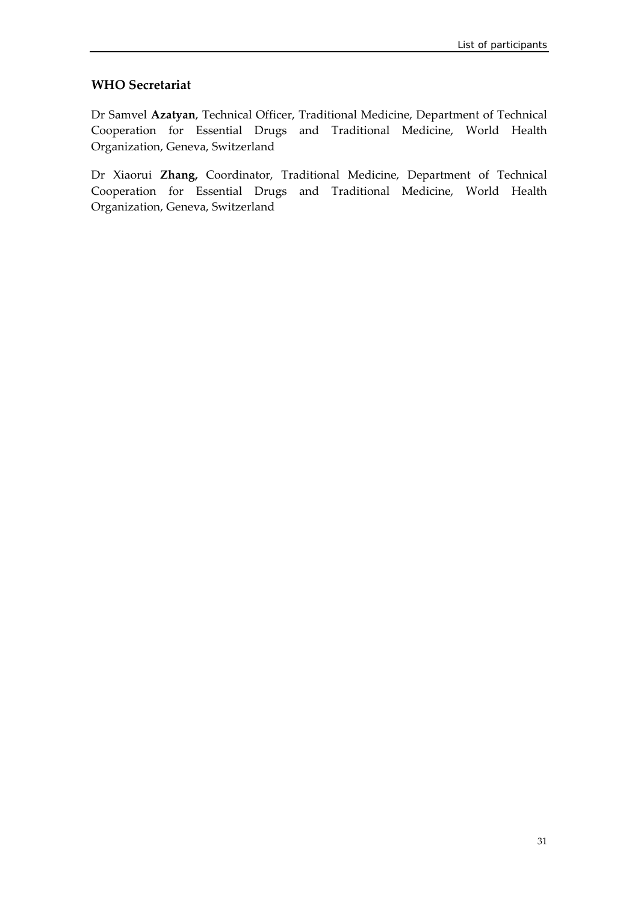### WHO Secretariat

Dr Samvel **Azatyan**, Technical Officer, Traditional Medicine, Department of Technical Cooperation for Essential Drugs and Traditional Medicine, World Health Organization, Geneva, Switzerland

Dr Xiaorui **Zhang,** Coordinator, Traditional Medicine, Department of Technical Cooperation for Essential Drugs and Traditional Medicine, World Health Organization, Geneva, Switzerland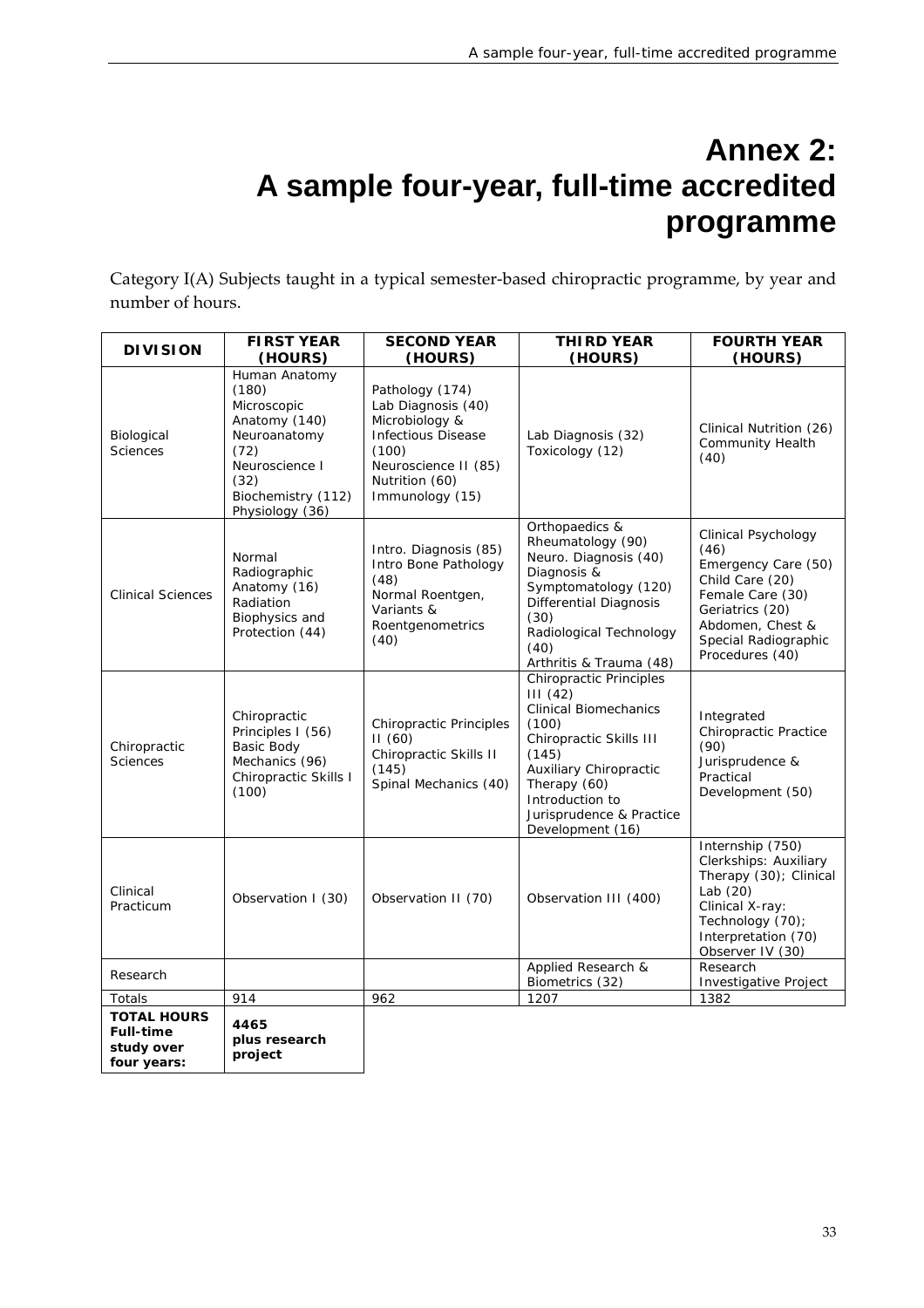# Annex 2: A sample four-year, full-time accredited programme

Category I(A) Subjects taught in a typical semester-based chiropractic programme, by year and number of hours.

| DIVISION | FIRST YEAR (HOURS) | SECOND YEAR (HOURS) | THIRD YEAR (HOURS) | FOURTH YEAR (HOURS) |
|---|---|---|---|---|
| Biological Sciences | Human Anatomy (180)<br>Microscopic Anatomy (140)<br>Neuroanatomy (72)<br>Neuroscience I (32)<br>Biochemistry (112)<br>Physiology (36) | Pathology (174)<br>Lab Diagnosis (40)<br>Microbiology & Infectious Disease (100)<br>Neuroscience II (85)<br>Nutrition (60)<br>Immunology (15) | Lab Diagnosis (32)<br>Toxicology (12) | Clinical Nutrition (26)<br>Community Health (40) |
| Clinical Sciences | Normal Radiographic Anatomy (16)<br>Radiation Biophysics and Protection (44) | Intro. Diagnosis (85)<br>Intro Bone Pathology (48)<br>Normal Roentgen, Variants & Roentgenometrics (40) | Orthopaedics & Rheumatology (90)<br>Neuro. Diagnosis (40)<br>Diagnosis & Symptomatology (120)<br>Differential Diagnosis (30)<br>Radiological Technology (40)<br>Arthritis & Trauma (48) | Clinical Psychology (46)<br>Emergency Care (50)<br>Child Care (20)<br>Female Care (30)<br>Geriatrics (20)<br>Abdomen, Chest & Special Radiographic Procedures (40) |
| Chiropractic Sciences | Chiropractic Principles I (56)<br>Basic Body Mechanics (96)<br>Chiropractic Skills I (100) | Chiropractic Principles II (60)<br>Chiropractic Skills II (145)<br>Spinal Mechanics (40) | Chiropractic Principles III (42)<br>Clinical Biomechanics (100)<br>Chiropractic Skills III (145)<br>Auxiliary Chiropractic Therapy (60)<br>Introduction to Jurisprudence & Practice Development (16) | Integrated Chiropractic Practice (90)<br>Jurisprudence & Practical Development (50) |
| Clinical Practicum | Observation I (30) | Observation II (70) | Observation III (400) | Internship (750)<br>Clerkships: Auxiliary Therapy (30); Clinical Lab (20)<br>Clinical X-ray: Technology (70); Interpretation (70)<br>Observer IV (30) |
| Research | | | Applied Research & Biometrics (32) | Research Investigative Project |
| Totals | 914 | 962 | 1207 | 1382 |
| **TOTAL HOURS Full-time study over four years:** | **4465 plus research project** | | | |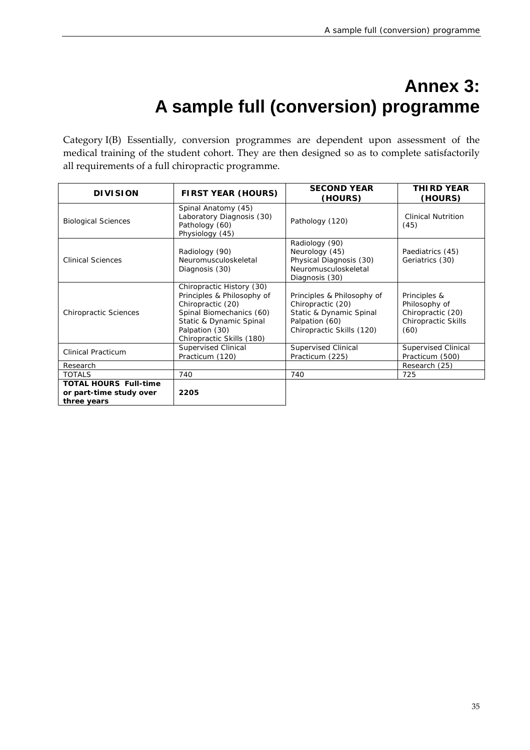# Annex 3: A sample full (conversion) programme

Category I(B) Essentially, conversion programmes are dependent upon assessment of the medical training of the student cohort. They are then designed so as to complete satisfactorily all requirements of a full chiropractic programme.

| DIVISION | FIRST YEAR (HOURS) | SECOND YEAR (HOURS) | THIRD YEAR (HOURS) |
|---|---|---|---|
| Biological Sciences | Spinal Anatomy (45)<br>Laboratory Diagnosis (30)<br>Pathology (60)<br>Physiology (45) | Pathology (120) | Clinical Nutrition (45) |
| Clinical Sciences | Radiology (90)<br>Neuromusculoskeletal Diagnosis (30) | Radiology (90)<br>Neurology (45)<br>Physical Diagnosis (30)<br>Neuromusculoskeletal Diagnosis (30) | Paediatrics (45)<br>Geriatrics (30) |
| Chiropractic Sciences | Chiropractic History (30)<br>Principles & Philosophy of Chiropractic (20)<br>Spinal Biomechanics (60)<br>Static & Dynamic Spinal Palpation (30)<br>Chiropractic Skills (180) | Principles & Philosophy of Chiropractic (20)<br>Static & Dynamic Spinal Palpation (60)<br>Chiropractic Skills (120) | Principles & Philosophy of Chiropractic (20)<br>Chiropractic Skills (60) |
| Clinical Practicum | Supervised Clinical Practicum (120) | Supervised Clinical Practicum (225) | Supervised Clinical Practicum (500) |
| Research | | | Research (25) |
| TOTALS | 740 | 740 | 725 |
| **TOTAL HOURS Full-time or part-time study over three years** | **2205** | | |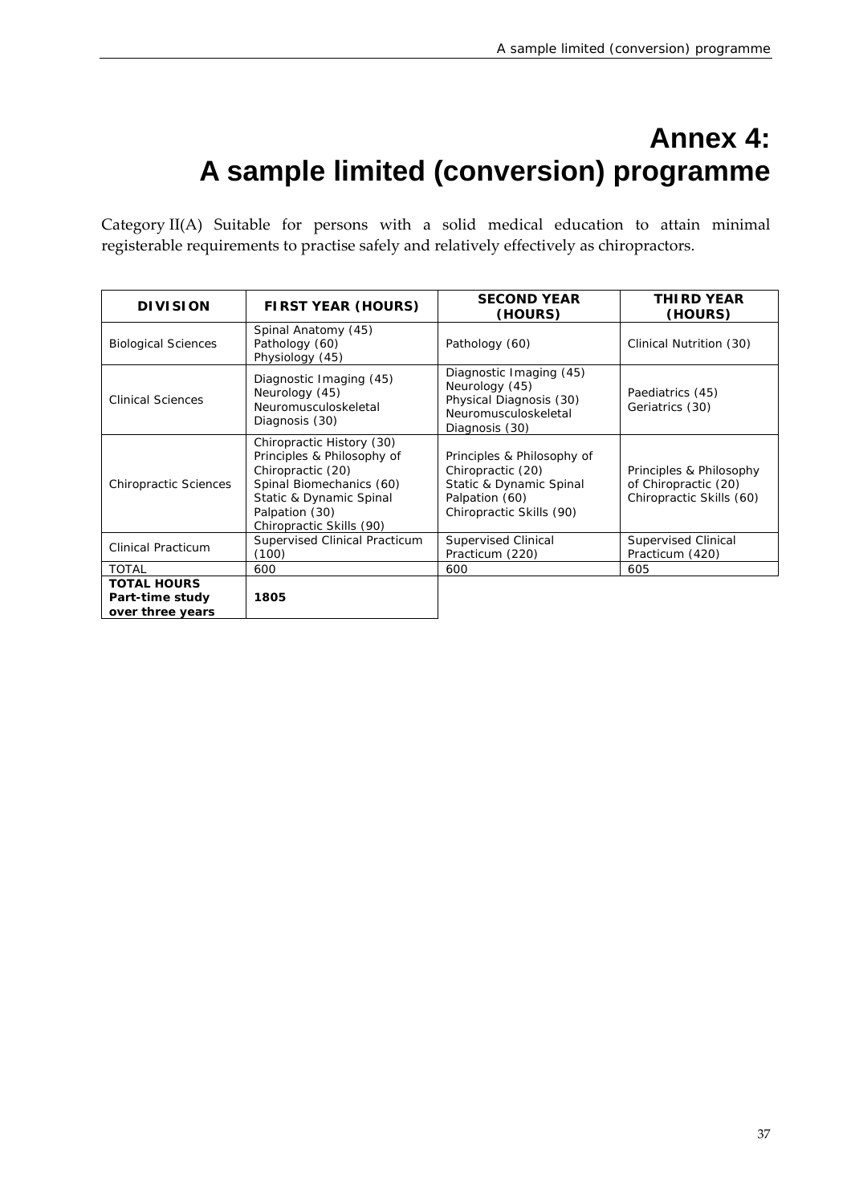# Annex 4: A sample limited (conversion) programme

Category II(A) Suitable for persons with a solid medical education to attain minimal registerable requirements to practise safely and relatively effectively as chiropractors.

| DIVISION | FIRST YEAR (HOURS) | SECOND YEAR (HOURS) | THIRD YEAR (HOURS) |
|---|---|---|---|
| Biological Sciences | Spinal Anatomy (45)<br>Pathology (60)<br>Physiology (45) | Pathology (60) | Clinical Nutrition (30) |
| Clinical Sciences | Diagnostic Imaging (45)<br>Neurology (45)<br>Neuromusculoskeletal Diagnosis (30) | Diagnostic Imaging (45)<br>Neurology (45)<br>Physical Diagnosis (30)<br>Neuromusculoskeletal Diagnosis (30) | Paediatrics (45)<br>Geriatrics (30) |
| Chiropractic Sciences | Chiropractic History (30)<br>Principles & Philosophy of Chiropractic (20)<br>Spinal Biomechanics (60)<br>Static & Dynamic Spinal Palpation (30)<br>Chiropractic Skills (90) | Principles & Philosophy of Chiropractic (20)<br>Static & Dynamic Spinal Palpation (60)<br>Chiropractic Skills (90) | Principles & Philosophy of Chiropractic (20)<br>Chiropractic Skills (60) |
| Clinical Practicum | Supervised Clinical Practicum (100) | Supervised Clinical Practicum (220) | Supervised Clinical Practicum (420) |
| TOTAL | 600 | 600 | 605 |
| **TOTAL HOURS Part-time study over three years** | **1805** | | |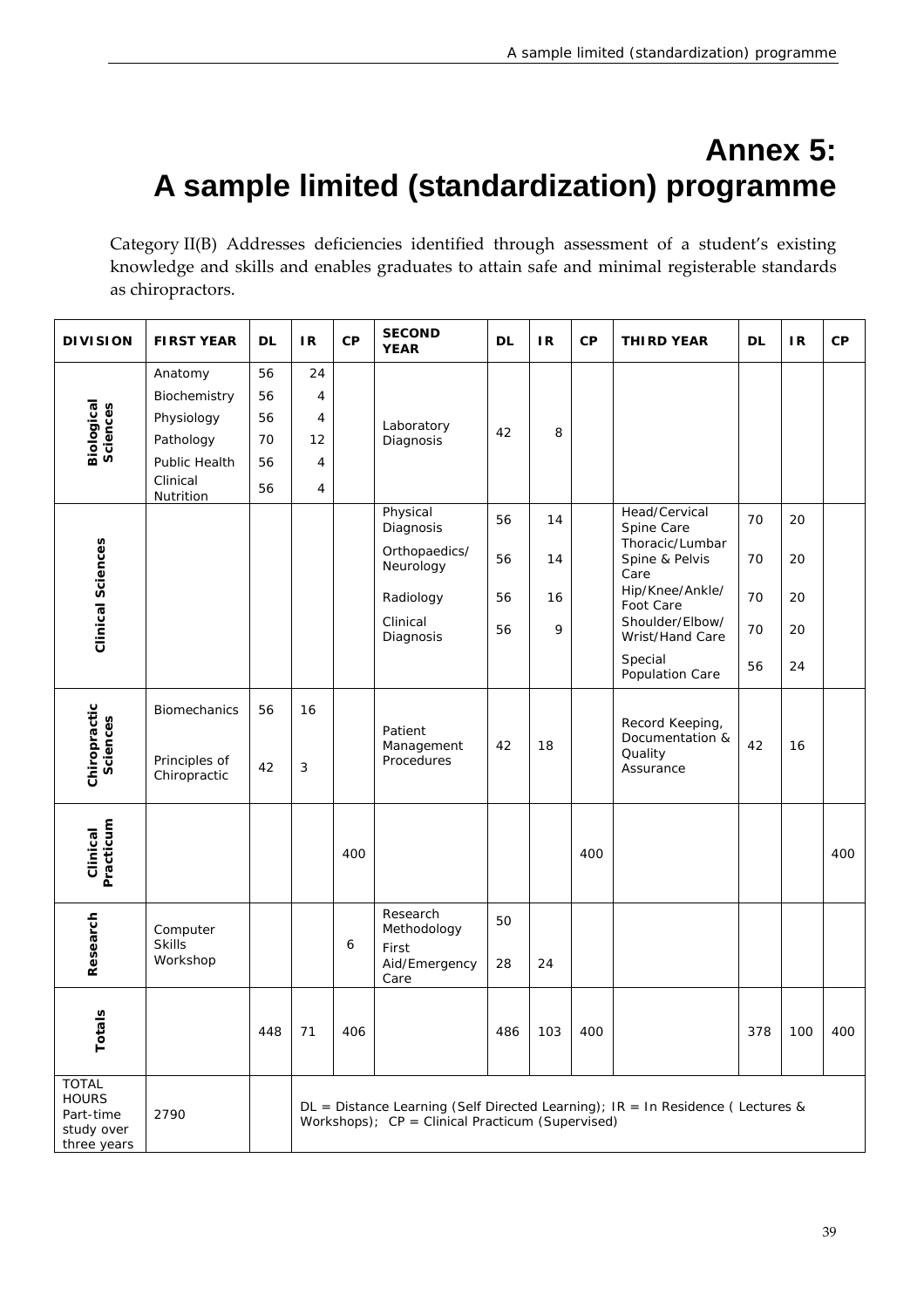# Annex 5: A sample limited (standardization) programme

Category II(B) Addresses deficiencies identified through assessment of a student's existing knowledge and skills and enables graduates to attain safe and minimal registerable standards as chiropractors.

| DIVISION | FIRST YEAR | DL | IR | CP | SECOND YEAR | DL | IR | CP | THIRD YEAR | DL | IR | CP |
|---|---|---|---|---|---|---|---|---|---|---|---|---|
| Biological Sciences | Anatomy | 56 | 24 | | Laboratory Diagnosis | 42 | 8 | | | | | |
| | Biochemistry | 56 | 4 | | | | | | | | | |
| | Physiology | 56 | 4 | | | | | | | | | |
| | Pathology | 70 | 12 | | | | | | | | | |
| | Public Health | 56 | 4 | | | | | | | | | |
| | Clinical Nutrition | 56 | 4 | | | | | | | | | |
| Clinical Sciences | | | | | Physical Diagnosis | 56 | 14 | | Head/Cervical Spine Care | 70 | 20 | |
| | | | | | Orthopaedics/ Neurology | 56 | 14 | | Thoracic/Lumbar Spine & Pelvis Care | 70 | 20 | |
| | | | | | Radiology | 56 | 16 | | Hip/Knee/Ankle/ Foot Care | 70 | 20 | |
| | | | | | Clinical Diagnosis | 56 | 9 | | Shoulder/Elbow/ Wrist/Hand Care | 70 | 20 | |
| | | | | | | | | | Special Population Care | 56 | 24 | |
| Chiropractic Sciences | Biomechanics | 56 | 16 | | Patient Management Procedures | 42 | 18 | | Record Keeping, Documentation & Quality Assurance | 42 | 16 | |
| | Principles of Chiropractic | 42 | 3 | | | | | | | | | |
| Clinical Practicum | | | | 400 | | | | 400 | | | | 400 |
| Research | Computer Skills Workshop | | | 6 | Research Methodology | 50 | | | | | | |
| | | | | | First Aid/Emergency Care | 28 | 24 | | | | | |
| Totals | | 448 | 71 | 406 | | 486 | 103 | 400 | | 378 | 100 | 400 |
| TOTAL HOURS Part-time study over three years | 2790 | | DL = Distance Learning (Self Directed Learning); IR = In Residence ( Lectures & Workshops); CP = Clinical Practicum (Supervised) | | | | | | | | | |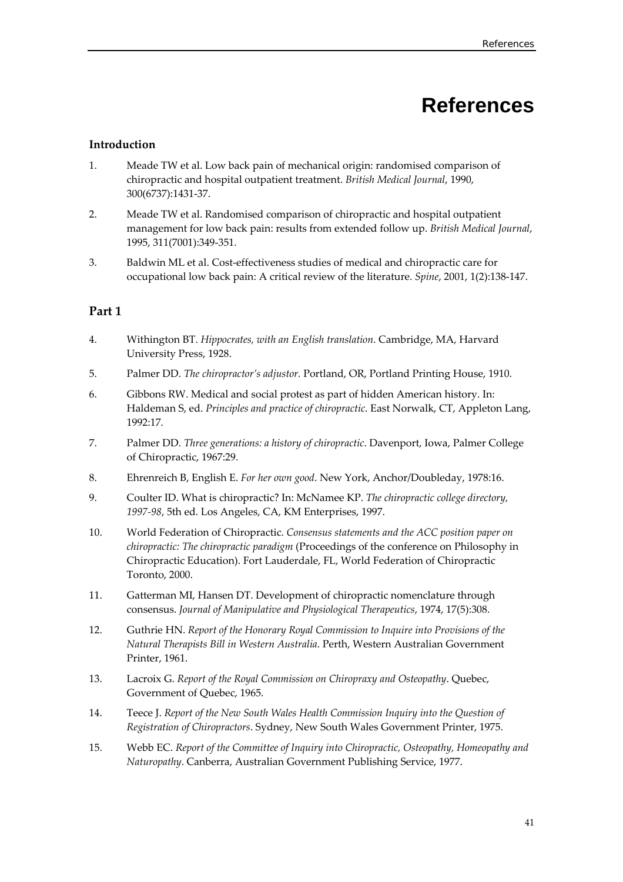# References

### Introduction

1. Meade TW et al. Low back pain of mechanical origin: randomised comparison of chiropractic and hospital outpatient treatment. *British Medical Journal*, 1990, 300(6737):1431-37.

2. Meade TW et al. Randomised comparison of chiropractic and hospital outpatient management for low back pain: results from extended follow up. *British Medical Journal*, 1995, 311(7001):349-351.

3. Baldwin ML et al. Cost-effectiveness studies of medical and chiropractic care for occupational low back pain: A critical review of the literature. *Spine*, 2001, 1(2):138-147.

## Part 1

4. Withington BT. *Hippocrates, with an English translation*. Cambridge, MA, Harvard University Press, 1928.

5. Palmer DD. *The chiropractor's adjustor.* Portland, OR, Portland Printing House, 1910.

6. Gibbons RW. Medical and social protest as part of hidden American history. In: Haldeman S, ed. *Principles and practice of chiropractic.* East Norwalk, CT, Appleton Lang, 1992:17.

7. Palmer DD. *Three generations: a history of chiropractic*. Davenport, Iowa, Palmer College of Chiropractic, 1967:29.

8. Ehrenreich B, English E. *For her own good*. New York, Anchor/Doubleday, 1978:16.

9. Coulter ID. What is chiropractic? In: McNamee KP. *The chiropractic college directory, 1997-98*, 5th ed. Los Angeles, CA, KM Enterprises, 1997.

10. World Federation of Chiropractic. *Consensus statements and the ACC position paper on chiropractic: The chiropractic paradigm* (Proceedings of the conference on Philosophy in Chiropractic Education). Fort Lauderdale, FL, World Federation of Chiropractic Toronto, 2000.

11. Gatterman MI, Hansen DT. Development of chiropractic nomenclature through consensus. *Journal of Manipulative and Physiological Therapeutics*, 1974, 17(5):308.

12. Guthrie HN. *Report of the Honorary Royal Commission to Inquire into Provisions of the Natural Therapists Bill in Western Australia*. Perth, Western Australian Government Printer, 1961.

13. Lacroix G. *Report of the Royal Commission on Chiropraxy and Osteopathy*. Quebec, Government of Quebec, 1965.

14. Teece J. *Report of the New South Wales Health Commission Inquiry into the Question of Registration of Chiropractors*. Sydney, New South Wales Government Printer, 1975.

15. Webb EC. *Report of the Committee of Inquiry into Chiropractic, Osteopathy, Homeopathy and Naturopathy*. Canberra, Australian Government Publishing Service, 1977.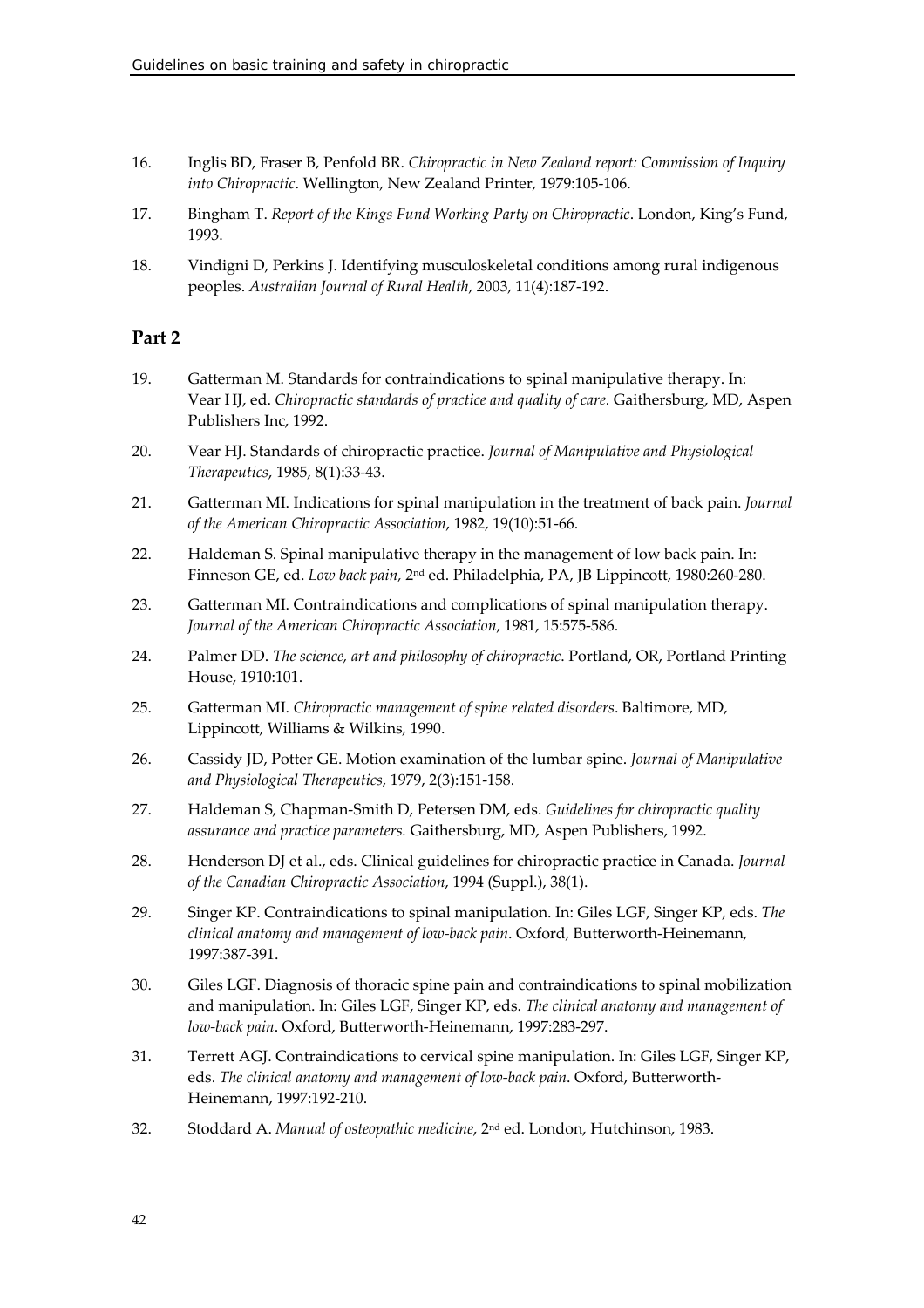16. Inglis BD, Fraser B, Penfold BR. *Chiropractic in New Zealand report: Commission of Inquiry into Chiropractic*. Wellington, New Zealand Printer, 1979:105-106.

17. Bingham T. *Report of the Kings Fund Working Party on Chiropractic*. London, King's Fund, 1993.

18. Vindigni D, Perkins J. Identifying musculoskeletal conditions among rural indigenous peoples. *Australian Journal of Rural Health*, 2003, 11(4):187-192.

## Part 2

19. Gatterman M. Standards for contraindications to spinal manipulative therapy. In: Vear HJ, ed. *Chiropractic standards of practice and quality of care*. Gaithersburg, MD, Aspen Publishers Inc, 1992.

20. Vear HJ. Standards of chiropractic practice. *Journal of Manipulative and Physiological Therapeutics*, 1985, 8(1):33-43.

21. Gatterman MI. Indications for spinal manipulation in the treatment of back pain. *Journal of the American Chiropractic Association*, 1982, 19(10):51-66.

22. Haldeman S. Spinal manipulative therapy in the management of low back pain. In: Finneson GE, ed. *Low back pain,* 2nd ed. Philadelphia, PA, JB Lippincott, 1980:260-280.

23. Gatterman MI. Contraindications and complications of spinal manipulation therapy. *Journal of the American Chiropractic Association*, 1981, 15:575-586.

24. Palmer DD. *The science, art and philosophy of chiropractic*. Portland, OR, Portland Printing House, 1910:101.

25. Gatterman MI. *Chiropractic management of spine related disorders*. Baltimore, MD, Lippincott, Williams & Wilkins, 1990.

26. Cassidy JD, Potter GE. Motion examination of the lumbar spine. *Journal of Manipulative and Physiological Therapeutics*, 1979, 2(3):151-158.

27. Haldeman S, Chapman-Smith D, Petersen DM, eds. *Guidelines for chiropractic quality assurance and practice parameters.* Gaithersburg, MD, Aspen Publishers, 1992.

28. Henderson DJ et al., eds. Clinical guidelines for chiropractic practice in Canada. *Journal of the Canadian Chiropractic Association*, 1994 (Suppl.), 38(1).

29. Singer KP. Contraindications to spinal manipulation. In: Giles LGF, Singer KP, eds. *The clinical anatomy and management of low-back pain*. Oxford, Butterworth-Heinemann, 1997:387-391.

30. Giles LGF. Diagnosis of thoracic spine pain and contraindications to spinal mobilization and manipulation. In: Giles LGF, Singer KP, eds. *The clinical anatomy and management of low-back pain*. Oxford, Butterworth-Heinemann, 1997:283-297.

31. Terrett AGJ. Contraindications to cervical spine manipulation. In: Giles LGF, Singer KP, eds. *The clinical anatomy and management of low-back pain*. Oxford, Butterworth-Heinemann, 1997:192-210.

32. Stoddard A. *Manual of osteopathic medicine*, 2nd ed. London, Hutchinson, 1983.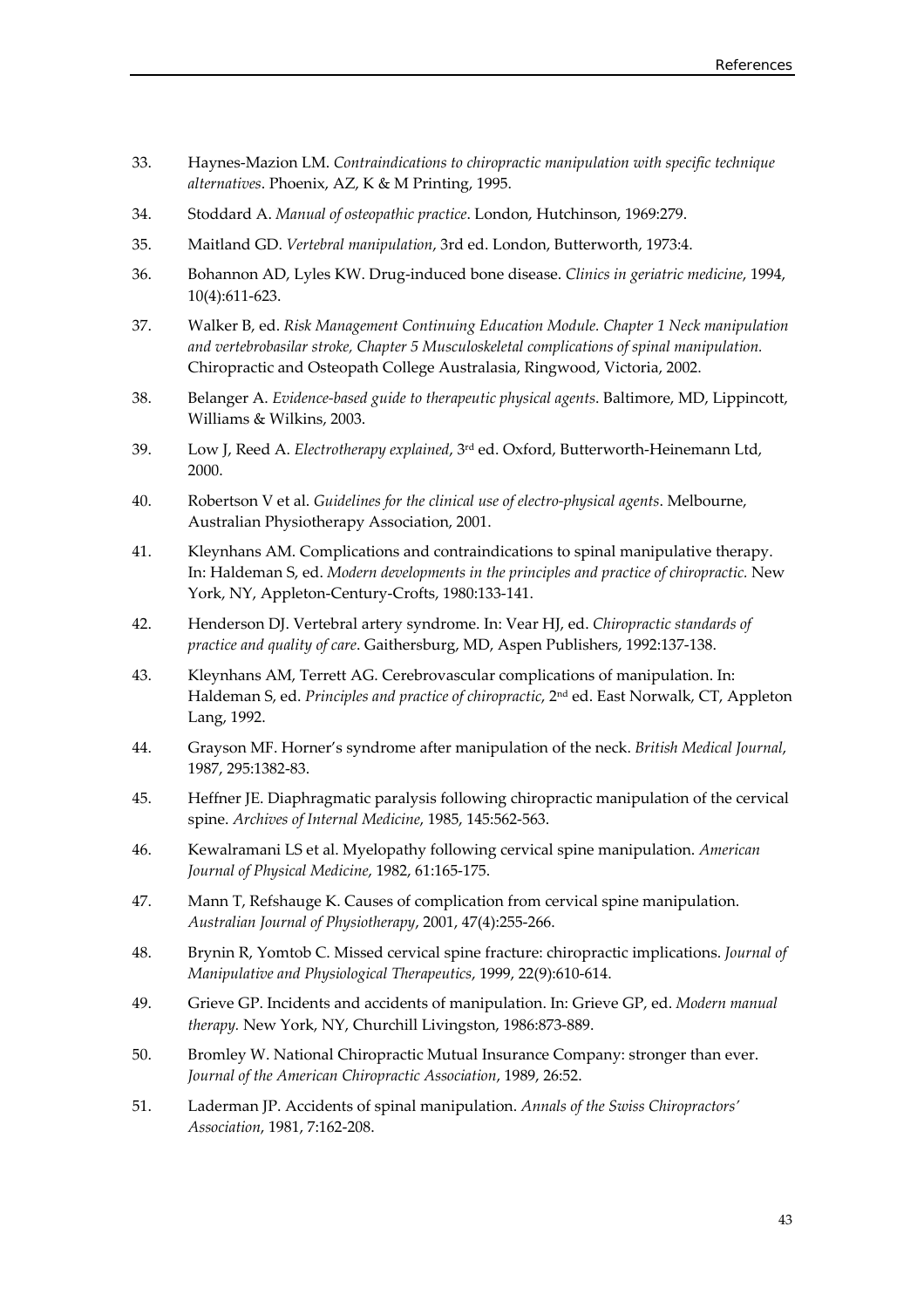33. Haynes-Mazion LM. *Contraindications to chiropractic manipulation with specific technique alternatives*. Phoenix, AZ, K & M Printing, 1995.

34. Stoddard A. *Manual of osteopathic practice*. London, Hutchinson, 1969:279.

35. Maitland GD. *Vertebral manipulation*, 3rd ed. London, Butterworth, 1973:4.

36. Bohannon AD, Lyles KW. Drug-induced bone disease. *Clinics in geriatric medicine*, 1994, 10(4):611-623.

37. Walker B, ed. *Risk Management Continuing Education Module. Chapter 1 Neck manipulation and vertebrobasilar stroke, Chapter 5 Musculoskeletal complications of spinal manipulation.* Chiropractic and Osteopath College Australasia, Ringwood, Victoria, 2002.

38. Belanger A. *Evidence-based guide to therapeutic physical agents*. Baltimore, MD, Lippincott, Williams & Wilkins, 2003.

39. Low J, Reed A. *Electrotherapy explained*, 3rd ed. Oxford, Butterworth-Heinemann Ltd, 2000.

40. Robertson V et al. *Guidelines for the clinical use of electro-physical agents*. Melbourne, Australian Physiotherapy Association, 2001.

41. Kleynhans AM. Complications and contraindications to spinal manipulative therapy. In: Haldeman S, ed. *Modern developments in the principles and practice of chiropractic.* New York, NY, Appleton-Century-Crofts, 1980:133-141.

42. Henderson DJ. Vertebral artery syndrome. In: Vear HJ, ed. *Chiropractic standards of practice and quality of care*. Gaithersburg, MD, Aspen Publishers, 1992:137-138.

43. Kleynhans AM, Terrett AG. Cerebrovascular complications of manipulation. In: Haldeman S, ed. *Principles and practice of chiropractic*, 2nd ed. East Norwalk, CT, Appleton Lang, 1992.

44. Grayson MF. Horner's syndrome after manipulation of the neck. *British Medical Journal*, 1987, 295:1382-83.

45. Heffner JE. Diaphragmatic paralysis following chiropractic manipulation of the cervical spine. *Archives of Internal Medicine*, 1985, 145:562-563.

46. Kewalramani LS et al. Myelopathy following cervical spine manipulation. *American Journal of Physical Medicine*, 1982, 61:165-175.

47. Mann T, Refshauge K. Causes of complication from cervical spine manipulation. *Australian Journal of Physiotherapy*, 2001, 47(4):255-266.

48. Brynin R, Yomtob C. Missed cervical spine fracture: chiropractic implications. *Journal of Manipulative and Physiological Therapeutics*, 1999, 22(9):610-614.

49. Grieve GP. Incidents and accidents of manipulation. In: Grieve GP, ed. *Modern manual therapy.* New York, NY, Churchill Livingston, 1986:873-889.

50. Bromley W. National Chiropractic Mutual Insurance Company: stronger than ever. *Journal of the American Chiropractic Association*, 1989, 26:52.

51. Laderman JP. Accidents of spinal manipulation. *Annals of the Swiss Chiropractors' Association*, 1981, 7:162-208.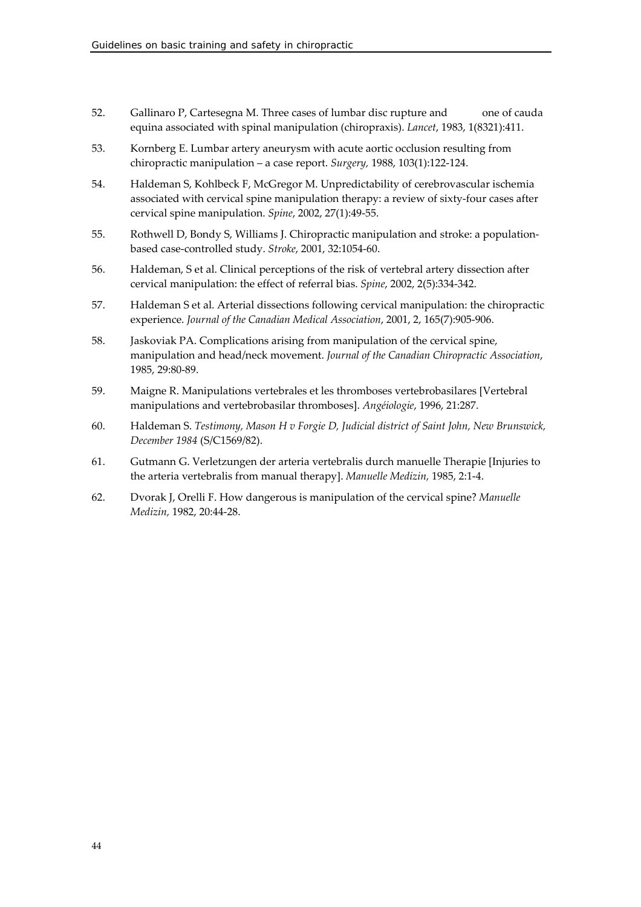52. Gallinaro P, Cartesegna M. Three cases of lumbar disc rupture and one of cauda equina associated with spinal manipulation (chiropraxis). *Lancet*, 1983, 1(8321):411.

53. Kornberg E. Lumbar artery aneurysm with acute aortic occlusion resulting from chiropractic manipulation – a case report. *Surgery,* 1988, 103(1):122-124.

54. Haldeman S, Kohlbeck F, McGregor M. Unpredictability of cerebrovascular ischemia associated with cervical spine manipulation therapy: a review of sixty-four cases after cervical spine manipulation. *Spine*, 2002, 27(1):49-55.

55. Rothwell D, Bondy S, Williams J. Chiropractic manipulation and stroke: a population-based case-controlled study. *Stroke*, 2001, 32:1054-60.

56. Haldeman, S et al. Clinical perceptions of the risk of vertebral artery dissection after cervical manipulation: the effect of referral bias. *Spine*, 2002, 2(5):334-342.

57. Haldeman S et al. Arterial dissections following cervical manipulation: the chiropractic experience. *Journal of the Canadian Medical Association*, 2001, 2, 165(7):905-906.

58. Jaskoviak PA. Complications arising from manipulation of the cervical spine, manipulation and head/neck movement. *Journal of the Canadian Chiropractic Association*, 1985, 29:80-89.

59. Maigne R. Manipulations vertebrales et les thromboses vertebrobasilares [Vertebral manipulations and vertebrobasilar thromboses]. *Angéiologie*, 1996, 21:287.

60. Haldeman S. *Testimony, Mason H v Forgie D, Judicial district of Saint John, New Brunswick, December 1984* (S/C1569/82).

61. Gutmann G. Verletzungen der arteria vertebralis durch manuelle Therapie [Injuries to the arteria vertebralis from manual therapy]. *Manuelle Medizin,* 1985, 2:1-4.

62. Dvorak J, Orelli F. How dangerous is manipulation of the cervical spine? *Manuelle Medizin,* 1982, 20:44-28.